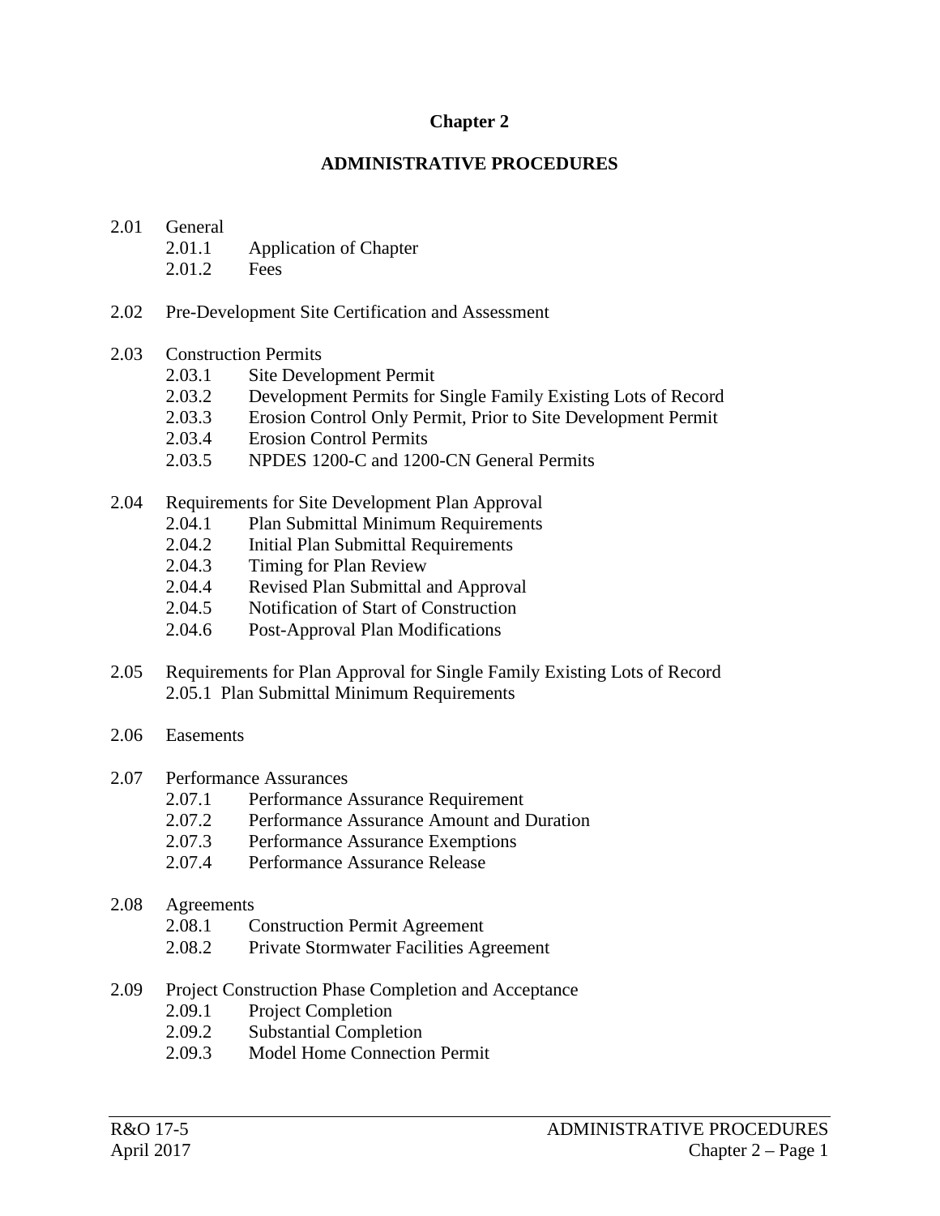# Chapter 2

## ADMINISTRATIVE PROCEDURES

2.01 General
- 2.01.1 Application of Chapter
- 2.01.2 Fees

2.02 Pre-Development Site Certification and Assessment

2.03 Construction Permits
- 2.03.1 Site Development Permit
- 2.03.2 Development Permits for Single Family Existing Lots of Record
- 2.03.3 Erosion Control Only Permit, Prior to Site Development Permit
- 2.03.4 Erosion Control Permits
- 2.03.5 NPDES 1200-C and 1200-CN General Permits

2.04 Requirements for Site Development Plan Approval
- 2.04.1 Plan Submittal Minimum Requirements
- 2.04.2 Initial Plan Submittal Requirements
- 2.04.3 Timing for Plan Review
- 2.04.4 Revised Plan Submittal and Approval
- 2.04.5 Notification of Start of Construction
- 2.04.6 Post-Approval Plan Modifications

2.05 Requirements for Plan Approval for Single Family Existing Lots of Record
- 2.05.1 Plan Submittal Minimum Requirements

2.06 Easements

2.07 Performance Assurances
- 2.07.1 Performance Assurance Requirement
- 2.07.2 Performance Assurance Amount and Duration
- 2.07.3 Performance Assurance Exemptions
- 2.07.4 Performance Assurance Release

2.08 Agreements
- 2.08.1 Construction Permit Agreement
- 2.08.2 Private Stormwater Facilities Agreement

2.09 Project Construction Phase Completion and Acceptance
- 2.09.1 Project Completion
- 2.09.2 Substantial Completion
- 2.09.3 Model Home Connection Permit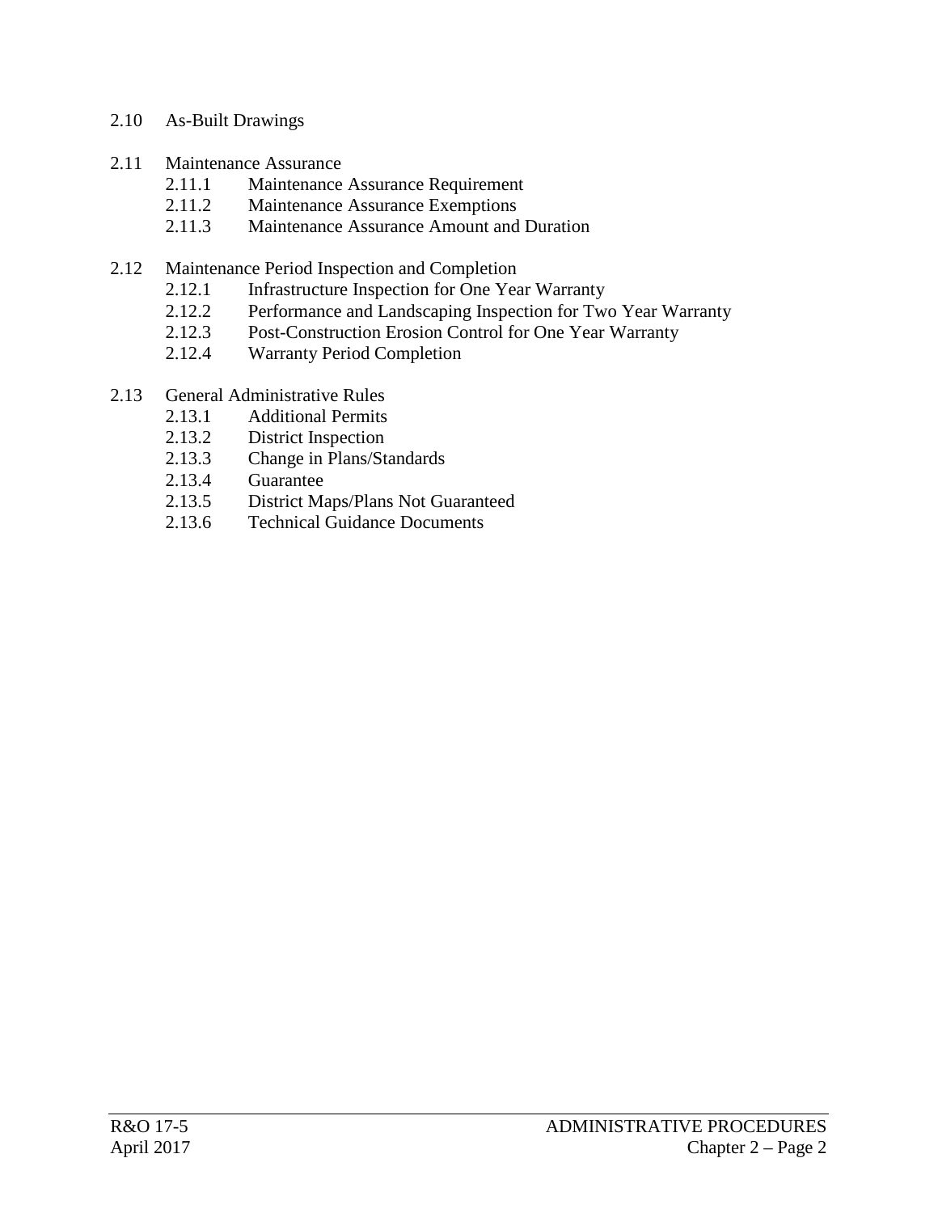2.10 As-Built Drawings

2.11 Maintenance Assurance
- 2.11.1 Maintenance Assurance Requirement
- 2.11.2 Maintenance Assurance Exemptions
- 2.11.3 Maintenance Assurance Amount and Duration

2.12 Maintenance Period Inspection and Completion
- 2.12.1 Infrastructure Inspection for One Year Warranty
- 2.12.2 Performance and Landscaping Inspection for Two Year Warranty
- 2.12.3 Post-Construction Erosion Control for One Year Warranty
- 2.12.4 Warranty Period Completion

2.13 General Administrative Rules
- 2.13.1 Additional Permits
- 2.13.2 District Inspection
- 2.13.3 Change in Plans/Standards
- 2.13.4 Guarantee
- 2.13.5 District Maps/Plans Not Guaranteed
- 2.13.6 Technical Guidance Documents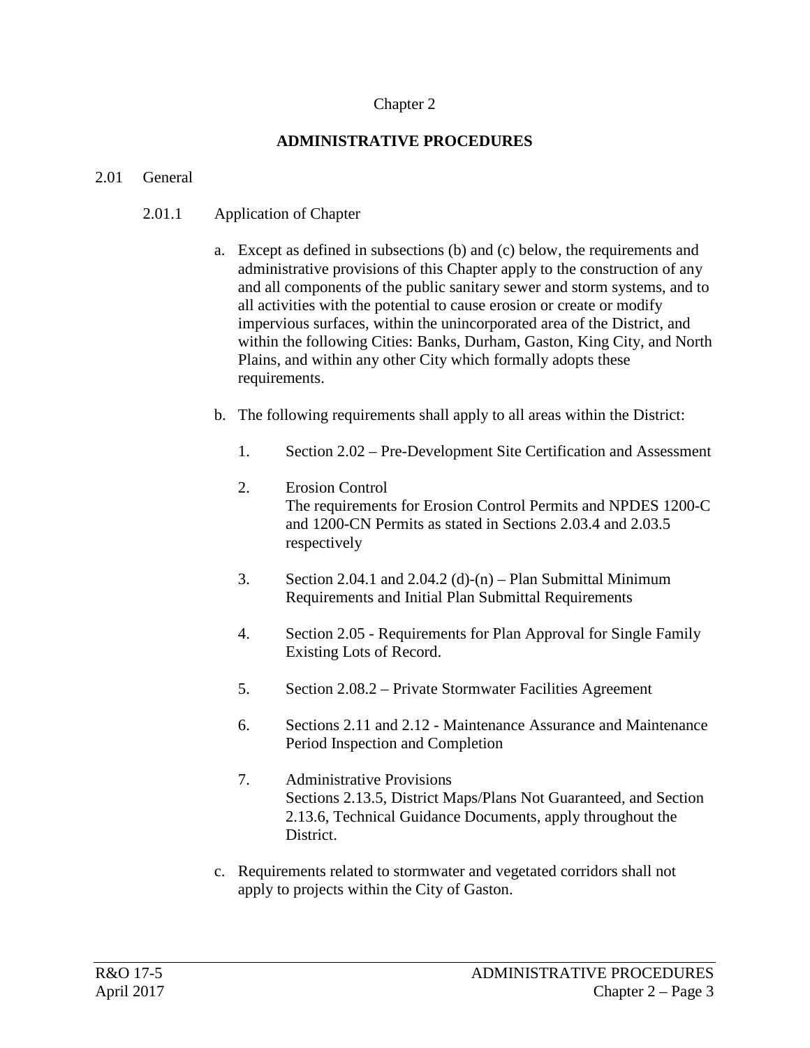Chapter 2

# ADMINISTRATIVE PROCEDURES

## 2.01 General

### 2.01.1 Application of Chapter

a. Except as defined in subsections (b) and (c) below, the requirements and administrative provisions of this Chapter apply to the construction of any and all components of the public sanitary sewer and storm systems, and to all activities with the potential to cause erosion or create or modify impervious surfaces, within the unincorporated area of the District, and within the following Cities: Banks, Durham, Gaston, King City, and North Plains, and within any other City which formally adopts these requirements.

b. The following requirements shall apply to all areas within the District:

1. Section 2.02 – Pre-Development Site Certification and Assessment

2. Erosion Control
   The requirements for Erosion Control Permits and NPDES 1200-C and 1200-CN Permits as stated in Sections 2.03.4 and 2.03.5 respectively

3. Section 2.04.1 and 2.04.2 (d)-(n) – Plan Submittal Minimum Requirements and Initial Plan Submittal Requirements

4. Section 2.05 - Requirements for Plan Approval for Single Family Existing Lots of Record.

5. Section 2.08.2 – Private Stormwater Facilities Agreement

6. Sections 2.11 and 2.12 - Maintenance Assurance and Maintenance Period Inspection and Completion

7. Administrative Provisions
   Sections 2.13.5, District Maps/Plans Not Guaranteed, and Section 2.13.6, Technical Guidance Documents, apply throughout the District.

c. Requirements related to stormwater and vegetated corridors shall not apply to projects within the City of Gaston.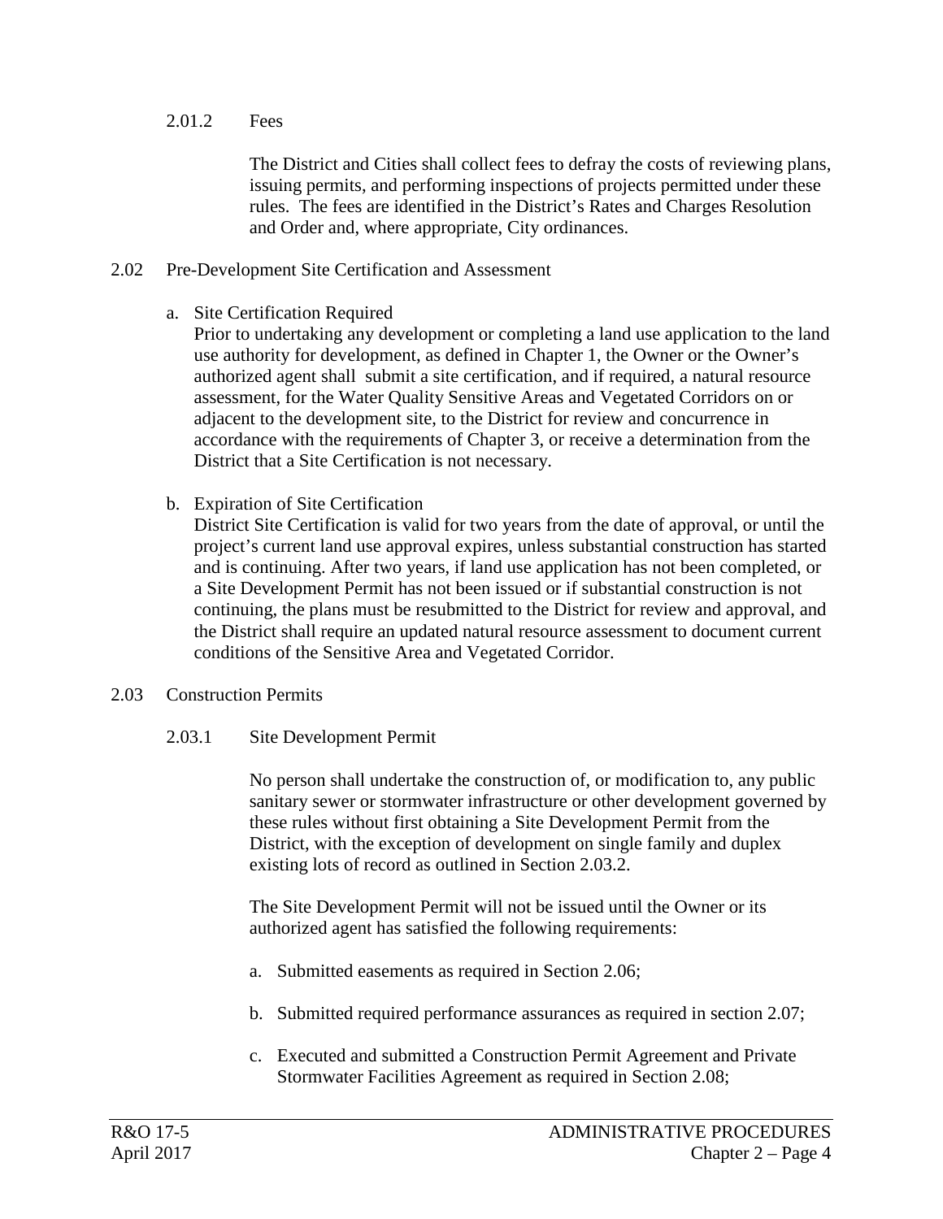#### 2.01.2 Fees

The District and Cities shall collect fees to defray the costs of reviewing plans, issuing permits, and performing inspections of projects permitted under these rules. The fees are identified in the District's Rates and Charges Resolution and Order and, where appropriate, City ordinances.

## 2.02 Pre-Development Site Certification and Assessment

a. Site Certification Required
   Prior to undertaking any development or completing a land use application to the land use authority for development, as defined in Chapter 1, the Owner or the Owner's authorized agent shall submit a site certification, and if required, a natural resource assessment, for the Water Quality Sensitive Areas and Vegetated Corridors on or adjacent to the development site, to the District for review and concurrence in accordance with the requirements of Chapter 3, or receive a determination from the District that a Site Certification is not necessary.

b. Expiration of Site Certification
   District Site Certification is valid for two years from the date of approval, or until the project's current land use approval expires, unless substantial construction has started and is continuing. After two years, if land use application has not been completed, or a Site Development Permit has not been issued or if substantial construction is not continuing, the plans must be resubmitted to the District for review and approval, and the District shall require an updated natural resource assessment to document current conditions of the Sensitive Area and Vegetated Corridor.

## 2.03 Construction Permits

### 2.03.1 Site Development Permit

No person shall undertake the construction of, or modification to, any public sanitary sewer or stormwater infrastructure or other development governed by these rules without first obtaining a Site Development Permit from the District, with the exception of development on single family and duplex existing lots of record as outlined in Section 2.03.2.

The Site Development Permit will not be issued until the Owner or its authorized agent has satisfied the following requirements:

a. Submitted easements as required in Section 2.06;

b. Submitted required performance assurances as required in section 2.07;

c. Executed and submitted a Construction Permit Agreement and Private Stormwater Facilities Agreement as required in Section 2.08;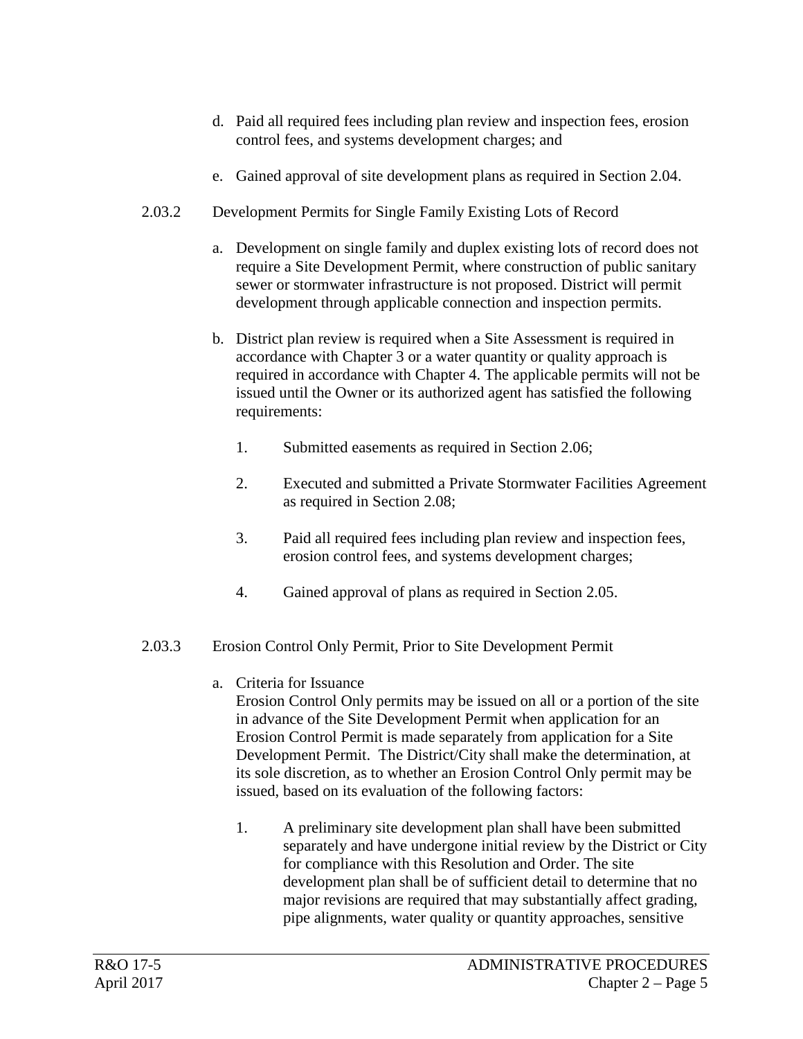d. Paid all required fees including plan review and inspection fees, erosion control fees, and systems development charges; and

e. Gained approval of site development plans as required in Section 2.04.

### 2.03.2 Development Permits for Single Family Existing Lots of Record

a. Development on single family and duplex existing lots of record does not require a Site Development Permit, where construction of public sanitary sewer or stormwater infrastructure is not proposed. District will permit development through applicable connection and inspection permits.

b. District plan review is required when a Site Assessment is required in accordance with Chapter 3 or a water quantity or quality approach is required in accordance with Chapter 4. The applicable permits will not be issued until the Owner or its authorized agent has satisfied the following requirements:

1. Submitted easements as required in Section 2.06;

2. Executed and submitted a Private Stormwater Facilities Agreement as required in Section 2.08;

3. Paid all required fees including plan review and inspection fees, erosion control fees, and systems development charges;

4. Gained approval of plans as required in Section 2.05.

### 2.03.3 Erosion Control Only Permit, Prior to Site Development Permit

a. Criteria for Issuance
Erosion Control Only permits may be issued on all or a portion of the site in advance of the Site Development Permit when application for an Erosion Control Permit is made separately from application for a Site Development Permit. The District/City shall make the determination, at its sole discretion, as to whether an Erosion Control Only permit may be issued, based on its evaluation of the following factors:

1. A preliminary site development plan shall have been submitted separately and have undergone initial review by the District or City for compliance with this Resolution and Order. The site development plan shall be of sufficient detail to determine that no major revisions are required that may substantially affect grading, pipe alignments, water quality or quantity approaches, sensitive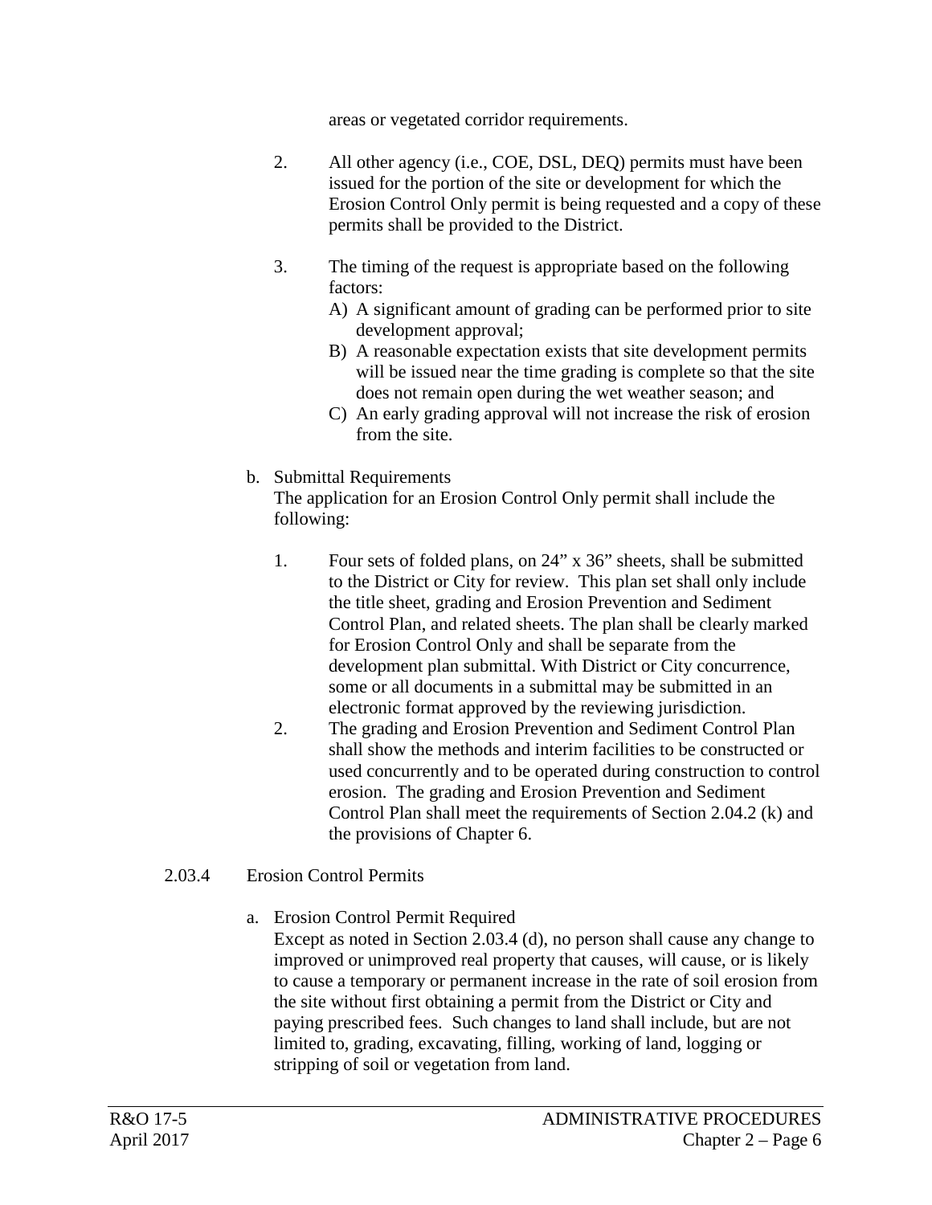areas or vegetated corridor requirements.

2. All other agency (i.e., COE, DSL, DEQ) permits must have been issued for the portion of the site or development for which the Erosion Control Only permit is being requested and a copy of these permits shall be provided to the District.

3. The timing of the request is appropriate based on the following factors:
   - A) A significant amount of grading can be performed prior to site development approval;
   - B) A reasonable expectation exists that site development permits will be issued near the time grading is complete so that the site does not remain open during the wet weather season; and
   - C) An early grading approval will not increase the risk of erosion from the site.

b. Submittal Requirements

The application for an Erosion Control Only permit shall include the following:

1. Four sets of folded plans, on 24” x 36” sheets, shall be submitted to the District or City for review. This plan set shall only include the title sheet, grading and Erosion Prevention and Sediment Control Plan, and related sheets. The plan shall be clearly marked for Erosion Control Only and shall be separate from the development plan submittal. With District or City concurrence, some or all documents in a submittal may be submitted in an electronic format approved by the reviewing jurisdiction.
2. The grading and Erosion Prevention and Sediment Control Plan shall show the methods and interim facilities to be constructed or used concurrently and to be operated during construction to control erosion. The grading and Erosion Prevention and Sediment Control Plan shall meet the requirements of Section 2.04.2 (k) and the provisions of Chapter 6.

### 2.03.4 Erosion Control Permits

a. Erosion Control Permit Required

Except as noted in Section 2.03.4 (d), no person shall cause any change to improved or unimproved real property that causes, will cause, or is likely to cause a temporary or permanent increase in the rate of soil erosion from the site without first obtaining a permit from the District or City and paying prescribed fees. Such changes to land shall include, but are not limited to, grading, excavating, filling, working of land, logging or stripping of soil or vegetation from land.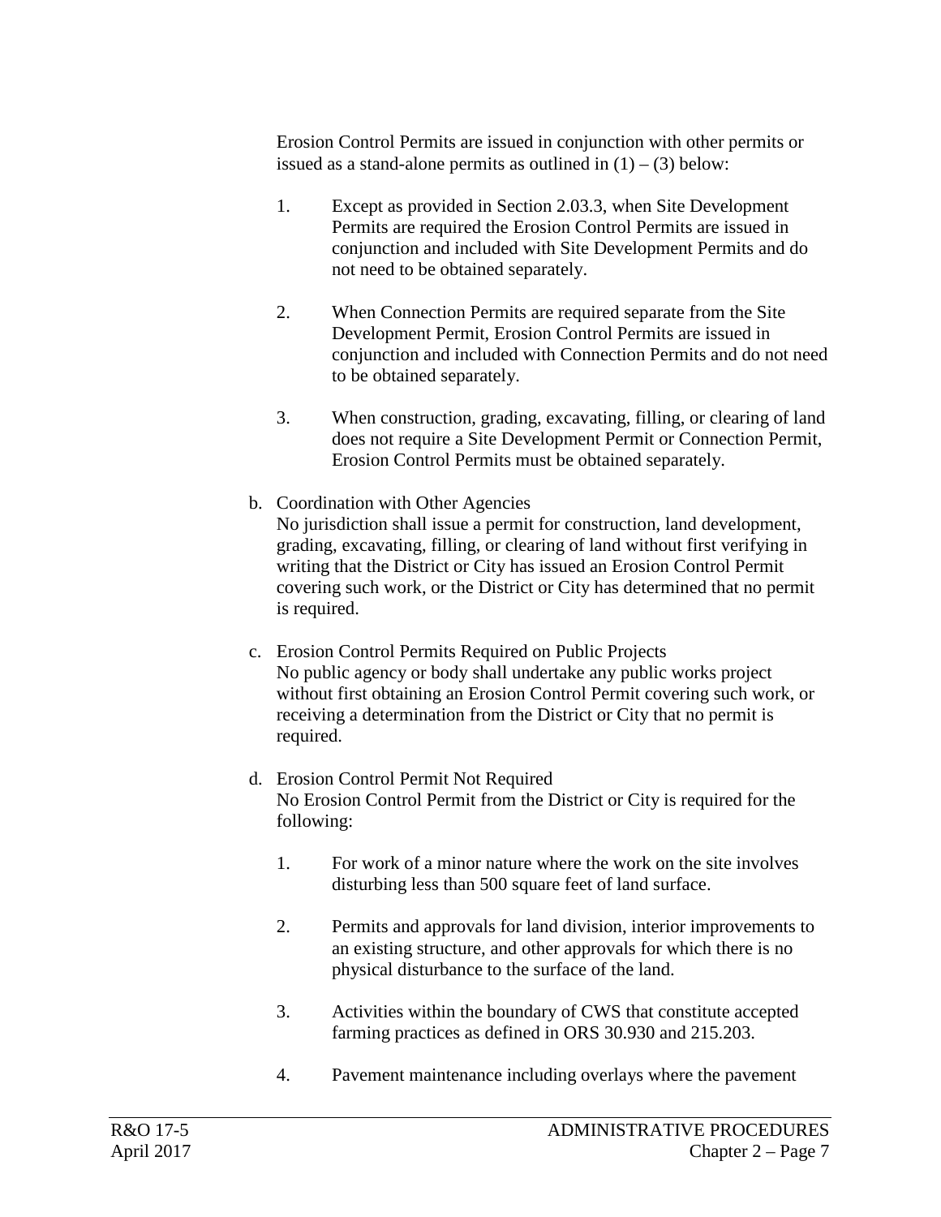Erosion Control Permits are issued in conjunction with other permits or issued as a stand-alone permits as outlined in (1) – (3) below:

1. Except as provided in Section 2.03.3, when Site Development Permits are required the Erosion Control Permits are issued in conjunction and included with Site Development Permits and do not need to be obtained separately.

2. When Connection Permits are required separate from the Site Development Permit, Erosion Control Permits are issued in conjunction and included with Connection Permits and do not need to be obtained separately.

3. When construction, grading, excavating, filling, or clearing of land does not require a Site Development Permit or Connection Permit, Erosion Control Permits must be obtained separately.

b. Coordination with Other Agencies
No jurisdiction shall issue a permit for construction, land development, grading, excavating, filling, or clearing of land without first verifying in writing that the District or City has issued an Erosion Control Permit covering such work, or the District or City has determined that no permit is required.

c. Erosion Control Permits Required on Public Projects
No public agency or body shall undertake any public works project without first obtaining an Erosion Control Permit covering such work, or receiving a determination from the District or City that no permit is required.

d. Erosion Control Permit Not Required
No Erosion Control Permit from the District or City is required for the following:

1. For work of a minor nature where the work on the site involves disturbing less than 500 square feet of land surface.

2. Permits and approvals for land division, interior improvements to an existing structure, and other approvals for which there is no physical disturbance to the surface of the land.

3. Activities within the boundary of CWS that constitute accepted farming practices as defined in ORS 30.930 and 215.203.

4. Pavement maintenance including overlays where the pavement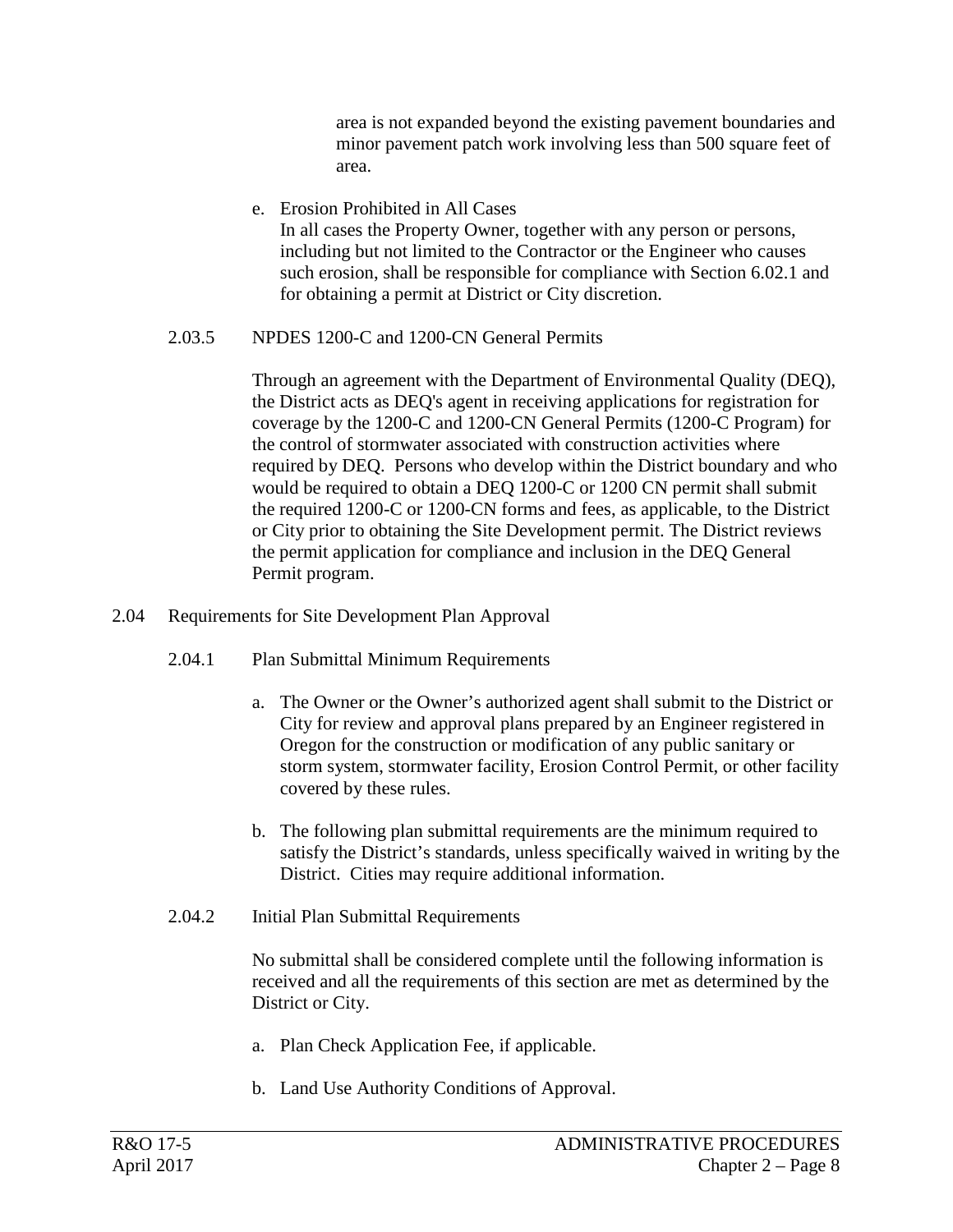area is not expanded beyond the existing pavement boundaries and minor pavement patch work involving less than 500 square feet of area.

e. Erosion Prohibited in All Cases

   In all cases the Property Owner, together with any person or persons, including but not limited to the Contractor or the Engineer who causes such erosion, shall be responsible for compliance with Section 6.02.1 and for obtaining a permit at District or City discretion.

#### 2.03.5 NPDES 1200-C and 1200-CN General Permits

Through an agreement with the Department of Environmental Quality (DEQ), the District acts as DEQ's agent in receiving applications for registration for coverage by the 1200-C and 1200-CN General Permits (1200-C Program) for the control of stormwater associated with construction activities where required by DEQ. Persons who develop within the District boundary and who would be required to obtain a DEQ 1200-C or 1200 CN permit shall submit the required 1200-C or 1200-CN forms and fees, as applicable, to the District or City prior to obtaining the Site Development permit. The District reviews the permit application for compliance and inclusion in the DEQ General Permit program.

### 2.04 Requirements for Site Development Plan Approval

#### 2.04.1 Plan Submittal Minimum Requirements

a. The Owner or the Owner's authorized agent shall submit to the District or City for review and approval plans prepared by an Engineer registered in Oregon for the construction or modification of any public sanitary or storm system, stormwater facility, Erosion Control Permit, or other facility covered by these rules.

b. The following plan submittal requirements are the minimum required to satisfy the District's standards, unless specifically waived in writing by the District. Cities may require additional information.

#### 2.04.2 Initial Plan Submittal Requirements

No submittal shall be considered complete until the following information is received and all the requirements of this section are met as determined by the District or City.

a. Plan Check Application Fee, if applicable.

b. Land Use Authority Conditions of Approval.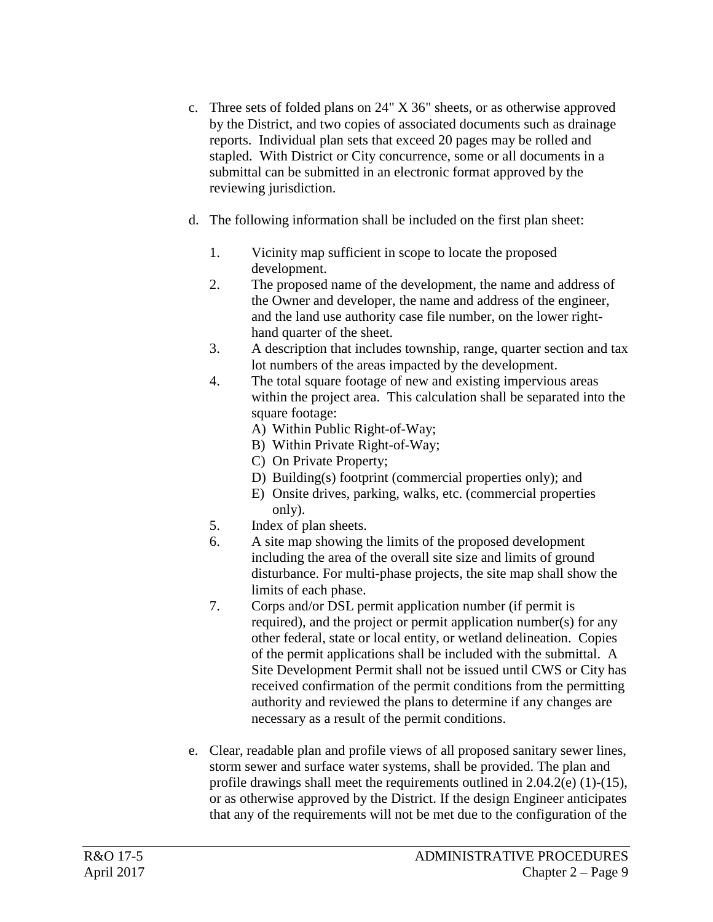c. Three sets of folded plans on 24" X 36" sheets, or as otherwise approved by the District, and two copies of associated documents such as drainage reports. Individual plan sets that exceed 20 pages may be rolled and stapled. With District or City concurrence, some or all documents in a submittal can be submitted in an electronic format approved by the reviewing jurisdiction.

d. The following information shall be included on the first plan sheet:

   1. Vicinity map sufficient in scope to locate the proposed development.
   2. The proposed name of the development, the name and address of the Owner and developer, the name and address of the engineer, and the land use authority case file number, on the lower right-hand quarter of the sheet.
   3. A description that includes township, range, quarter section and tax lot numbers of the areas impacted by the development.
   4. The total square footage of new and existing impervious areas within the project area. This calculation shall be separated into the square footage:
      A) Within Public Right-of-Way;
      B) Within Private Right-of-Way;
      C) On Private Property;
      D) Building(s) footprint (commercial properties only); and
      E) Onsite drives, parking, walks, etc. (commercial properties only).
   5. Index of plan sheets.
   6. A site map showing the limits of the proposed development including the area of the overall site size and limits of ground disturbance. For multi-phase projects, the site map shall show the limits of each phase.
   7. Corps and/or DSL permit application number (if permit is required), and the project or permit application number(s) for any other federal, state or local entity, or wetland delineation. Copies of the permit applications shall be included with the submittal. A Site Development Permit shall not be issued until CWS or City has received confirmation of the permit conditions from the permitting authority and reviewed the plans to determine if any changes are necessary as a result of the permit conditions.

e. Clear, readable plan and profile views of all proposed sanitary sewer lines, storm sewer and surface water systems, shall be provided. The plan and profile drawings shall meet the requirements outlined in 2.04.2(e) (1)-(15), or as otherwise approved by the District. If the design Engineer anticipates that any of the requirements will not be met due to the configuration of the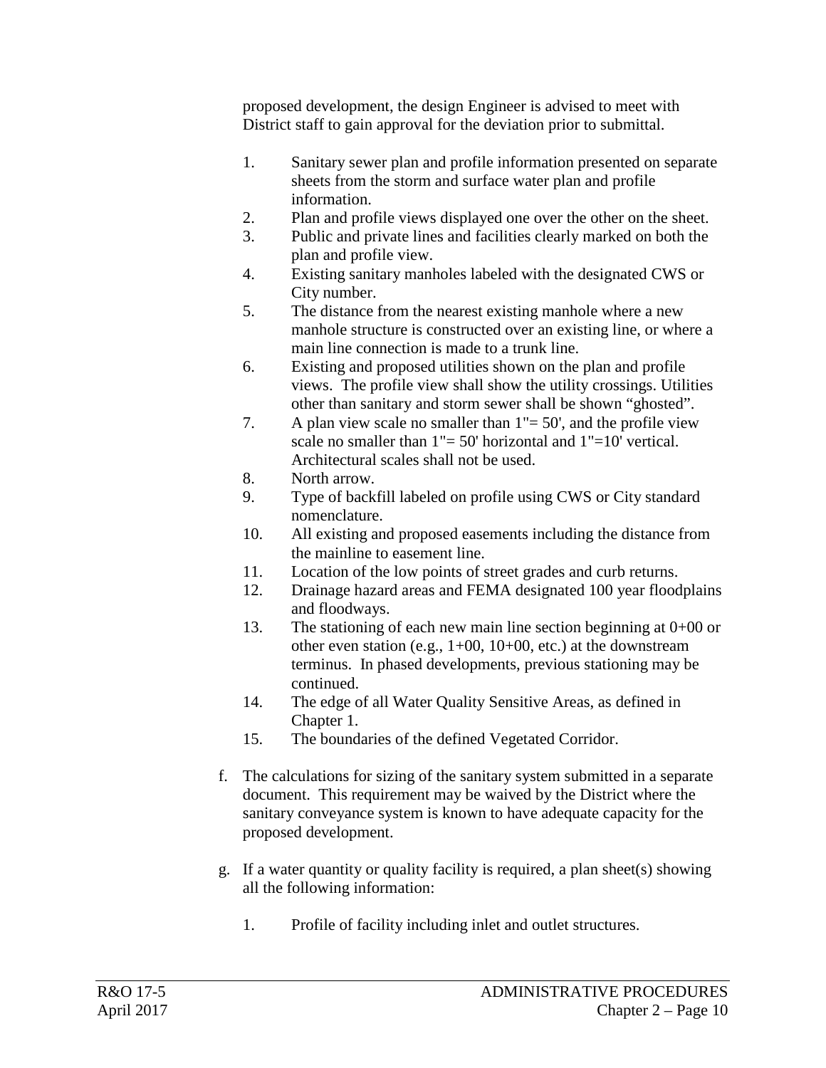proposed development, the design Engineer is advised to meet with District staff to gain approval for the deviation prior to submittal.

1. Sanitary sewer plan and profile information presented on separate sheets from the storm and surface water plan and profile information.
2. Plan and profile views displayed one over the other on the sheet.
3. Public and private lines and facilities clearly marked on both the plan and profile view.
4. Existing sanitary manholes labeled with the designated CWS or City number.
5. The distance from the nearest existing manhole where a new manhole structure is constructed over an existing line, or where a main line connection is made to a trunk line.
6. Existing and proposed utilities shown on the plan and profile views. The profile view shall show the utility crossings. Utilities other than sanitary and storm sewer shall be shown "ghosted".
7. A plan view scale no smaller than 1"= 50', and the profile view scale no smaller than 1"= 50' horizontal and 1"=10' vertical. Architectural scales shall not be used.
8. North arrow.
9. Type of backfill labeled on profile using CWS or City standard nomenclature.
10. All existing and proposed easements including the distance from the mainline to easement line.
11. Location of the low points of street grades and curb returns.
12. Drainage hazard areas and FEMA designated 100 year floodplains and floodways.
13. The stationing of each new main line section beginning at 0+00 or other even station (e.g., 1+00, 10+00, etc.) at the downstream terminus. In phased developments, previous stationing may be continued.
14. The edge of all Water Quality Sensitive Areas, as defined in Chapter 1.
15. The boundaries of the defined Vegetated Corridor.

f. The calculations for sizing of the sanitary system submitted in a separate document. This requirement may be waived by the District where the sanitary conveyance system is known to have adequate capacity for the proposed development.

g. If a water quantity or quality facility is required, a plan sheet(s) showing all the following information:

   1. Profile of facility including inlet and outlet structures.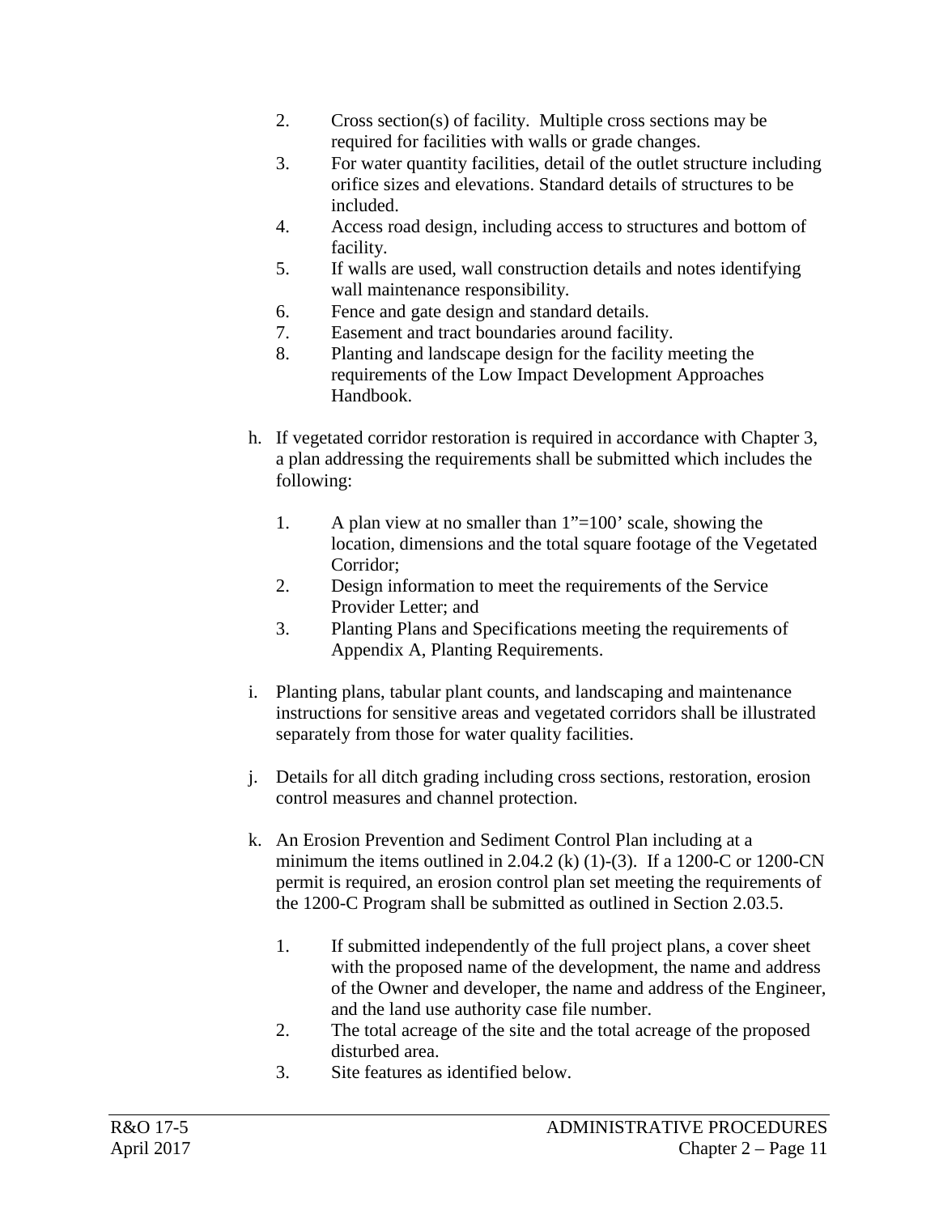2. Cross section(s) of facility. Multiple cross sections may be required for facilities with walls or grade changes.
3. For water quantity facilities, detail of the outlet structure including orifice sizes and elevations. Standard details of structures to be included.
4. Access road design, including access to structures and bottom of facility.
5. If walls are used, wall construction details and notes identifying wall maintenance responsibility.
6. Fence and gate design and standard details.
7. Easement and tract boundaries around facility.
8. Planting and landscape design for the facility meeting the requirements of the Low Impact Development Approaches Handbook.

h. If vegetated corridor restoration is required in accordance with Chapter 3, a plan addressing the requirements shall be submitted which includes the following:

   1. A plan view at no smaller than 1"=100' scale, showing the location, dimensions and the total square footage of the Vegetated Corridor;
   2. Design information to meet the requirements of the Service Provider Letter; and
   3. Planting Plans and Specifications meeting the requirements of Appendix A, Planting Requirements.

i. Planting plans, tabular plant counts, and landscaping and maintenance instructions for sensitive areas and vegetated corridors shall be illustrated separately from those for water quality facilities.

j. Details for all ditch grading including cross sections, restoration, erosion control measures and channel protection.

k. An Erosion Prevention and Sediment Control Plan including at a minimum the items outlined in 2.04.2 (k) (1)-(3). If a 1200-C or 1200-CN permit is required, an erosion control plan set meeting the requirements of the 1200-C Program shall be submitted as outlined in Section 2.03.5.

   1. If submitted independently of the full project plans, a cover sheet with the proposed name of the development, the name and address of the Owner and developer, the name and address of the Engineer, and the land use authority case file number.
   2. The total acreage of the site and the total acreage of the proposed disturbed area.
   3. Site features as identified below.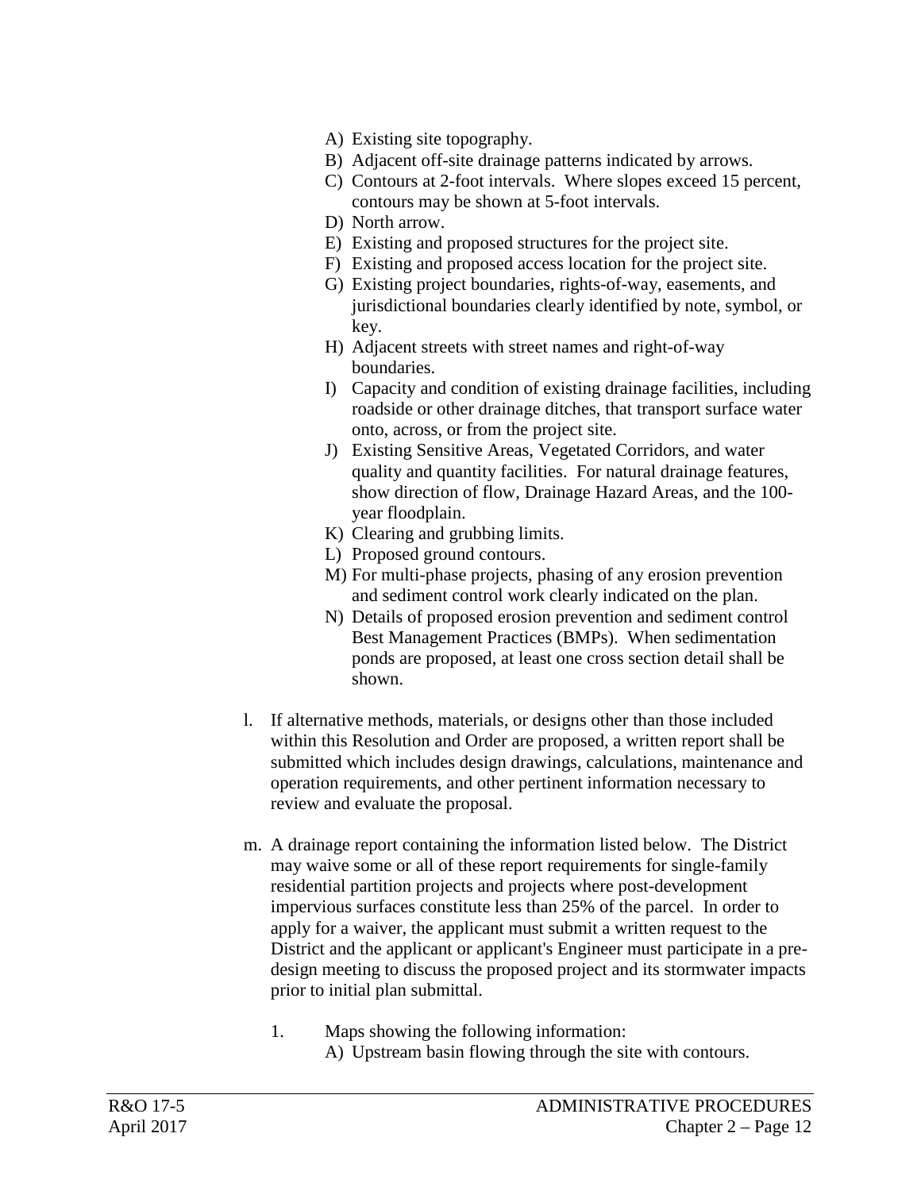A) Existing site topography.
B) Adjacent off-site drainage patterns indicated by arrows.
C) Contours at 2-foot intervals. Where slopes exceed 15 percent, contours may be shown at 5-foot intervals.
D) North arrow.
E) Existing and proposed structures for the project site.
F) Existing and proposed access location for the project site.
G) Existing project boundaries, rights-of-way, easements, and jurisdictional boundaries clearly identified by note, symbol, or key.
H) Adjacent streets with street names and right-of-way boundaries.
I) Capacity and condition of existing drainage facilities, including roadside or other drainage ditches, that transport surface water onto, across, or from the project site.
J) Existing Sensitive Areas, Vegetated Corridors, and water quality and quantity facilities. For natural drainage features, show direction of flow, Drainage Hazard Areas, and the 100-year floodplain.
K) Clearing and grubbing limits.
L) Proposed ground contours.
M) For multi-phase projects, phasing of any erosion prevention and sediment control work clearly indicated on the plan.
N) Details of proposed erosion prevention and sediment control Best Management Practices (BMPs). When sedimentation ponds are proposed, at least one cross section detail shall be shown.

l. If alternative methods, materials, or designs other than those included within this Resolution and Order are proposed, a written report shall be submitted which includes design drawings, calculations, maintenance and operation requirements, and other pertinent information necessary to review and evaluate the proposal.

m. A drainage report containing the information listed below. The District may waive some or all of these report requirements for single-family residential partition projects and projects where post-development impervious surfaces constitute less than 25% of the parcel. In order to apply for a waiver, the applicant must submit a written request to the District and the applicant or applicant's Engineer must participate in a pre-design meeting to discuss the proposed project and its stormwater impacts prior to initial plan submittal.

   1. Maps showing the following information:
      A) Upstream basin flowing through the site with contours.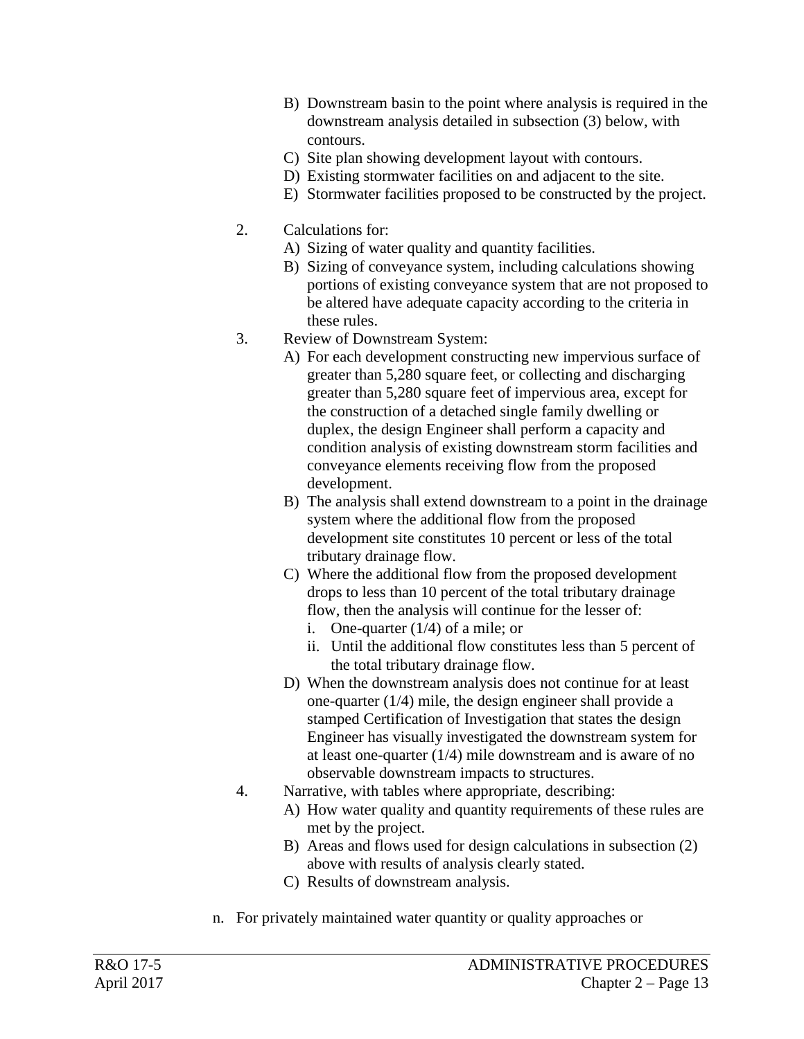B) Downstream basin to the point where analysis is required in the downstream analysis detailed in subsection (3) below, with contours.
C) Site plan showing development layout with contours.
D) Existing stormwater facilities on and adjacent to the site.
E) Stormwater facilities proposed to be constructed by the project.

2. Calculations for:
   A) Sizing of water quality and quantity facilities.
   B) Sizing of conveyance system, including calculations showing portions of existing conveyance system that are not proposed to be altered have adequate capacity according to the criteria in these rules.
3. Review of Downstream System:
   A) For each development constructing new impervious surface of greater than 5,280 square feet, or collecting and discharging greater than 5,280 square feet of impervious area, except for the construction of a detached single family dwelling or duplex, the design Engineer shall perform a capacity and condition analysis of existing downstream storm facilities and conveyance elements receiving flow from the proposed development.
   B) The analysis shall extend downstream to a point in the drainage system where the additional flow from the proposed development site constitutes 10 percent or less of the total tributary drainage flow.
   C) Where the additional flow from the proposed development drops to less than 10 percent of the total tributary drainage flow, then the analysis will continue for the lesser of:
      i. One-quarter (1/4) of a mile; or
      ii. Until the additional flow constitutes less than 5 percent of the total tributary drainage flow.
   D) When the downstream analysis does not continue for at least one-quarter (1/4) mile, the design engineer shall provide a stamped Certification of Investigation that states the design Engineer has visually investigated the downstream system for at least one-quarter (1/4) mile downstream and is aware of no observable downstream impacts to structures.
4. Narrative, with tables where appropriate, describing:
   A) How water quality and quantity requirements of these rules are met by the project.
   B) Areas and flows used for design calculations in subsection (2) above with results of analysis clearly stated.
   C) Results of downstream analysis.

n. For privately maintained water quantity or quality approaches or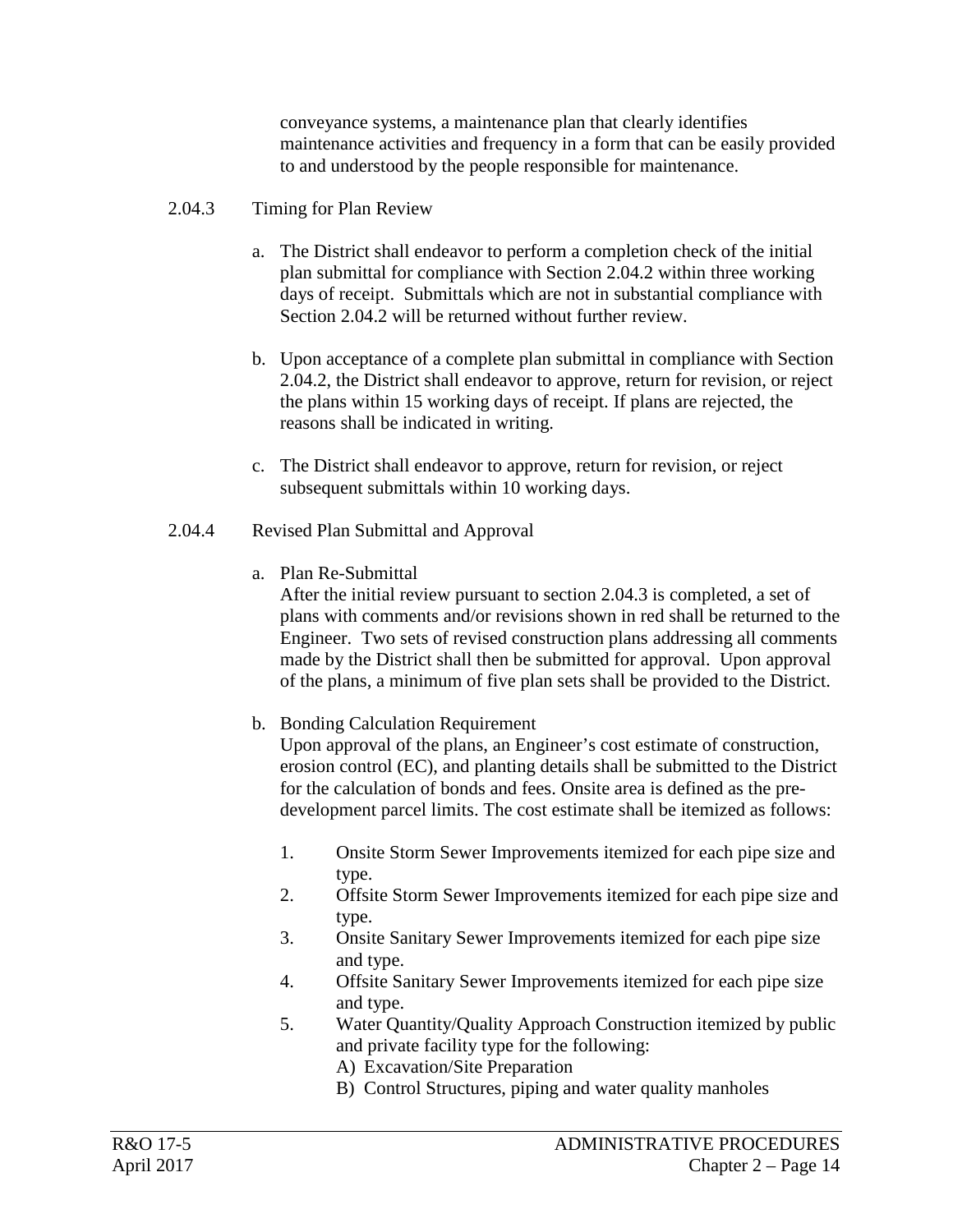conveyance systems, a maintenance plan that clearly identifies maintenance activities and frequency in a form that can be easily provided to and understood by the people responsible for maintenance.

2.04.3 Timing for Plan Review

a. The District shall endeavor to perform a completion check of the initial plan submittal for compliance with Section 2.04.2 within three working days of receipt. Submittals which are not in substantial compliance with Section 2.04.2 will be returned without further review.

b. Upon acceptance of a complete plan submittal in compliance with Section 2.04.2, the District shall endeavor to approve, return for revision, or reject the plans within 15 working days of receipt. If plans are rejected, the reasons shall be indicated in writing.

c. The District shall endeavor to approve, return for revision, or reject subsequent submittals within 10 working days.

2.04.4 Revised Plan Submittal and Approval

a. Plan Re-Submittal
After the initial review pursuant to section 2.04.3 is completed, a set of plans with comments and/or revisions shown in red shall be returned to the Engineer. Two sets of revised construction plans addressing all comments made by the District shall then be submitted for approval. Upon approval of the plans, a minimum of five plan sets shall be provided to the District.

b. Bonding Calculation Requirement
Upon approval of the plans, an Engineer's cost estimate of construction, erosion control (EC), and planting details shall be submitted to the District for the calculation of bonds and fees. Onsite area is defined as the pre-development parcel limits. The cost estimate shall be itemized as follows:

1. Onsite Storm Sewer Improvements itemized for each pipe size and type.
2. Offsite Storm Sewer Improvements itemized for each pipe size and type.
3. Onsite Sanitary Sewer Improvements itemized for each pipe size and type.
4. Offsite Sanitary Sewer Improvements itemized for each pipe size and type.
5. Water Quantity/Quality Approach Construction itemized by public and private facility type for the following:
   A) Excavation/Site Preparation
   B) Control Structures, piping and water quality manholes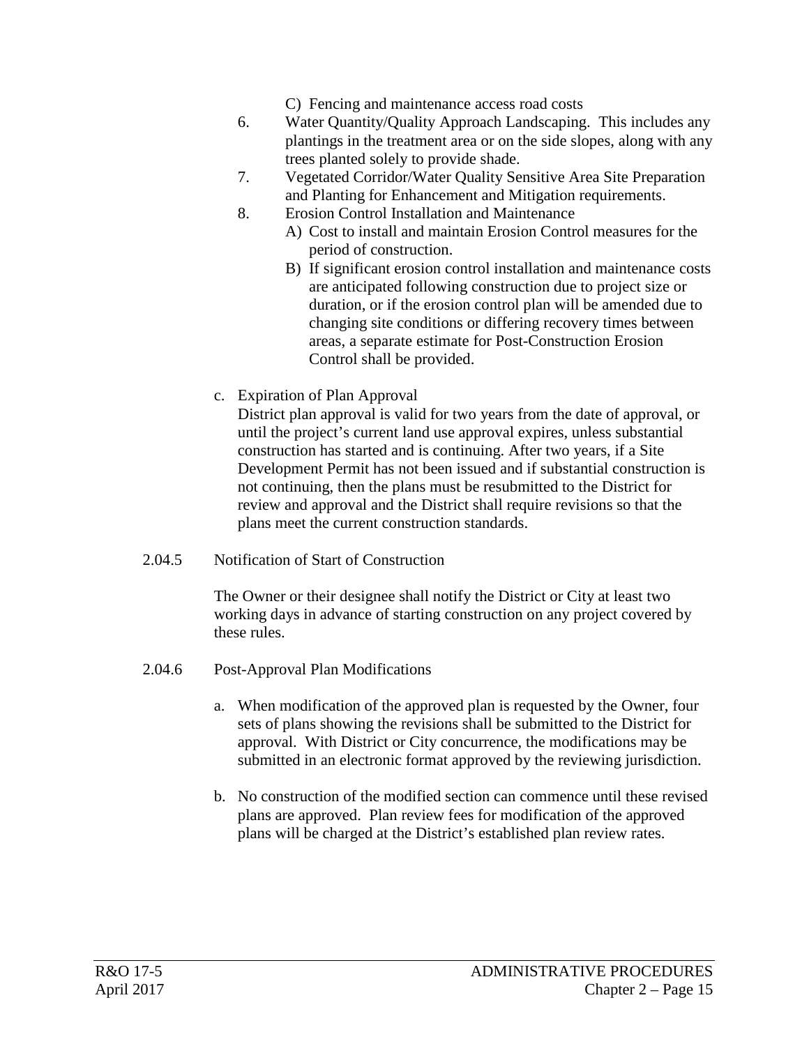C) Fencing and maintenance access road costs

6. Water Quantity/Quality Approach Landscaping. This includes any plantings in the treatment area or on the side slopes, along with any trees planted solely to provide shade.
7. Vegetated Corridor/Water Quality Sensitive Area Site Preparation and Planting for Enhancement and Mitigation requirements.
8. Erosion Control Installation and Maintenance
   A) Cost to install and maintain Erosion Control measures for the period of construction.
   B) If significant erosion control installation and maintenance costs are anticipated following construction due to project size or duration, or if the erosion control plan will be amended due to changing site conditions or differing recovery times between areas, a separate estimate for Post-Construction Erosion Control shall be provided.

c. Expiration of Plan Approval

District plan approval is valid for two years from the date of approval, or until the project's current land use approval expires, unless substantial construction has started and is continuing. After two years, if a Site Development Permit has not been issued and if substantial construction is not continuing, then the plans must be resubmitted to the District for review and approval and the District shall require revisions so that the plans meet the current construction standards.

### 2.04.5 Notification of Start of Construction

The Owner or their designee shall notify the District or City at least two working days in advance of starting construction on any project covered by these rules.

### 2.04.6 Post-Approval Plan Modifications

a. When modification of the approved plan is requested by the Owner, four sets of plans showing the revisions shall be submitted to the District for approval. With District or City concurrence, the modifications may be submitted in an electronic format approved by the reviewing jurisdiction.

b. No construction of the modified section can commence until these revised plans are approved. Plan review fees for modification of the approved plans will be charged at the District's established plan review rates.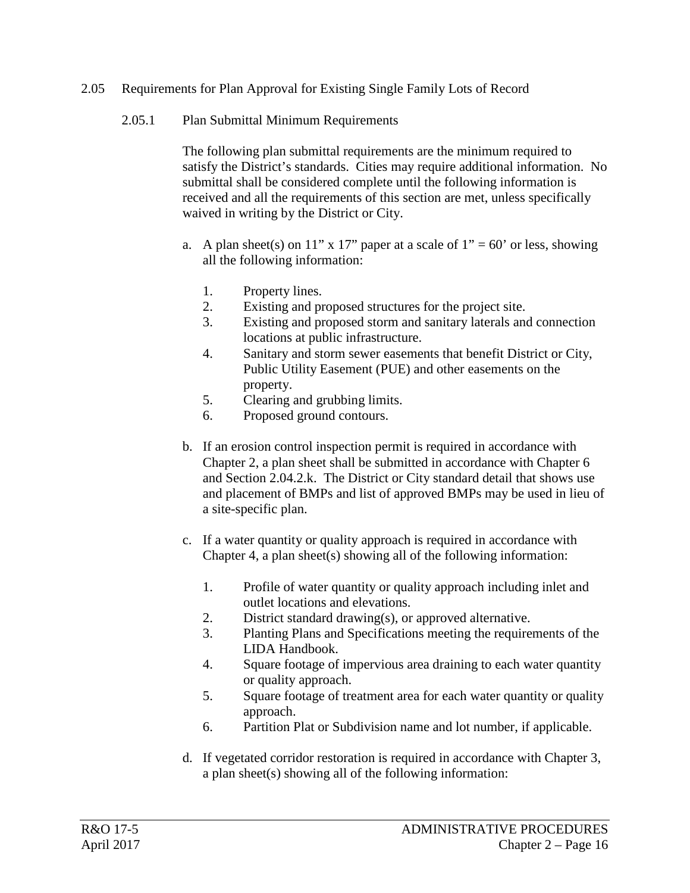## 2.05 Requirements for Plan Approval for Existing Single Family Lots of Record

### 2.05.1 Plan Submittal Minimum Requirements

The following plan submittal requirements are the minimum required to satisfy the District's standards. Cities may require additional information. No submittal shall be considered complete until the following information is received and all the requirements of this section are met, unless specifically waived in writing by the District or City.

a. A plan sheet(s) on 11" x 17" paper at a scale of 1" = 60' or less, showing all the following information:

   1. Property lines.
   2. Existing and proposed structures for the project site.
   3. Existing and proposed storm and sanitary laterals and connection locations at public infrastructure.
   4. Sanitary and storm sewer easements that benefit District or City, Public Utility Easement (PUE) and other easements on the property.
   5. Clearing and grubbing limits.
   6. Proposed ground contours.

b. If an erosion control inspection permit is required in accordance with Chapter 2, a plan sheet shall be submitted in accordance with Chapter 6 and Section 2.04.2.k. The District or City standard detail that shows use and placement of BMPs and list of approved BMPs may be used in lieu of a site-specific plan.

c. If a water quantity or quality approach is required in accordance with Chapter 4, a plan sheet(s) showing all of the following information:

   1. Profile of water quantity or quality approach including inlet and outlet locations and elevations.
   2. District standard drawing(s), or approved alternative.
   3. Planting Plans and Specifications meeting the requirements of the LIDA Handbook.
   4. Square footage of impervious area draining to each water quantity or quality approach.
   5. Square footage of treatment area for each water quantity or quality approach.
   6. Partition Plat or Subdivision name and lot number, if applicable.

d. If vegetated corridor restoration is required in accordance with Chapter 3, a plan sheet(s) showing all of the following information: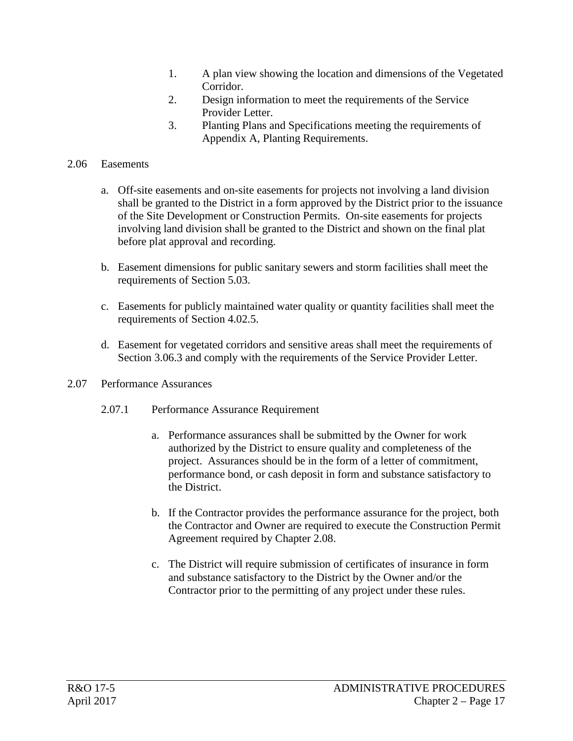1. A plan view showing the location and dimensions of the Vegetated Corridor.
2. Design information to meet the requirements of the Service Provider Letter.
3. Planting Plans and Specifications meeting the requirements of Appendix A, Planting Requirements.

## 2.06 Easements

a. Off-site easements and on-site easements for projects not involving a land division shall be granted to the District in a form approved by the District prior to the issuance of the Site Development or Construction Permits. On-site easements for projects involving land division shall be granted to the District and shown on the final plat before plat approval and recording.

b. Easement dimensions for public sanitary sewers and storm facilities shall meet the requirements of Section 5.03.

c. Easements for publicly maintained water quality or quantity facilities shall meet the requirements of Section 4.02.5.

d. Easement for vegetated corridors and sensitive areas shall meet the requirements of Section 3.06.3 and comply with the requirements of the Service Provider Letter.

## 2.07 Performance Assurances

### 2.07.1 Performance Assurance Requirement

a. Performance assurances shall be submitted by the Owner for work authorized by the District to ensure quality and completeness of the project. Assurances should be in the form of a letter of commitment, performance bond, or cash deposit in form and substance satisfactory to the District.

b. If the Contractor provides the performance assurance for the project, both the Contractor and Owner are required to execute the Construction Permit Agreement required by Chapter 2.08.

c. The District will require submission of certificates of insurance in form and substance satisfactory to the District by the Owner and/or the Contractor prior to the permitting of any project under these rules.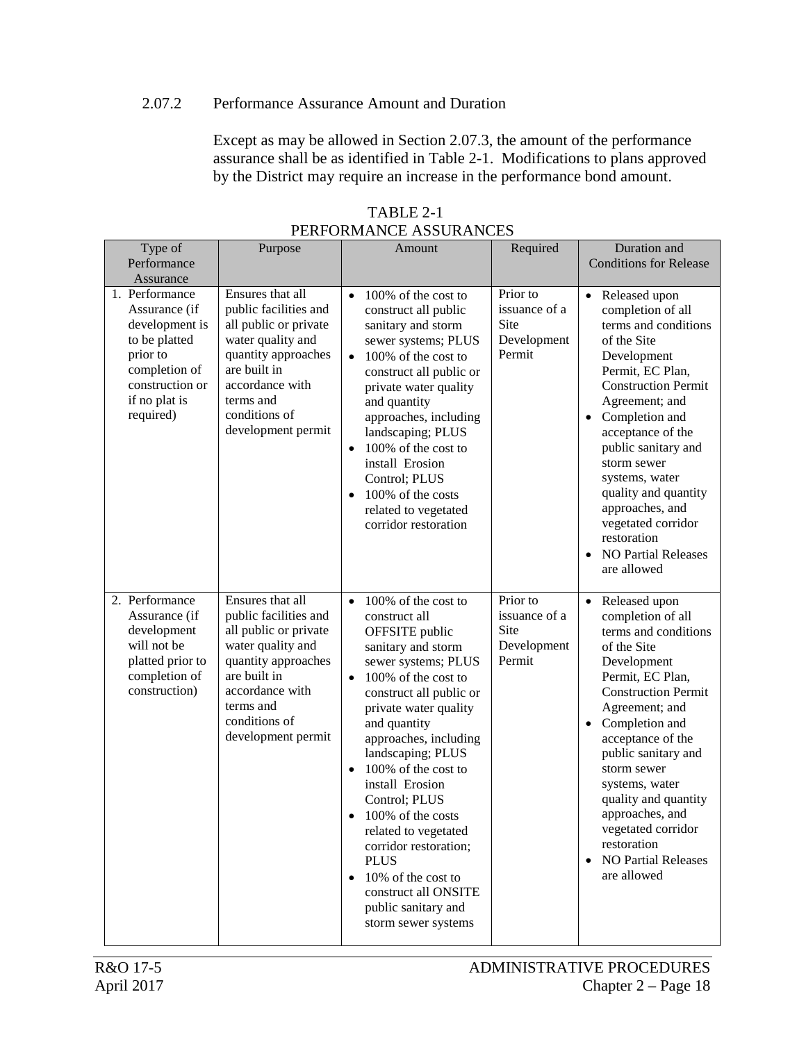### 2.07.2 Performance Assurance Amount and Duration

Except as may be allowed in Section 2.07.3, the amount of the performance assurance shall be as identified in Table 2-1. Modifications to plans approved by the District may require an increase in the performance bond amount.

TABLE 2-1
PERFORMANCE ASSURANCES

| Type of Performance Assurance | Purpose | Amount | Required | Duration and Conditions for Release |
|---|---|---|---|---|
| 1. Performance Assurance (if development is to be platted prior to completion of construction or if no plat is required) | Ensures that all public facilities and all public or private water quality and quantity approaches are built in accordance with terms and conditions of development permit | • 100% of the cost to construct all public sanitary and storm sewer systems; PLUS<br>• 100% of the cost to construct all public or private water quality and quantity approaches, including landscaping; PLUS<br>• 100% of the cost to install Erosion Control; PLUS<br>• 100% of the costs related to vegetated corridor restoration | Prior to issuance of a Site Development Permit | • Released upon completion of all terms and conditions of the Site Development Permit, EC Plan, Construction Permit Agreement; and<br>• Completion and acceptance of the public sanitary and storm sewer systems, water quality and quantity approaches, and vegetated corridor restoration<br>• NO Partial Releases are allowed |
| 2. Performance Assurance (if development will not be platted prior to completion of construction) | Ensures that all public facilities and all public or private water quality and quantity approaches are built in accordance with terms and conditions of development permit | • 100% of the cost to construct all OFFSITE public sanitary and storm sewer systems; PLUS<br>• 100% of the cost to construct all public or private water quality and quantity approaches, including landscaping; PLUS<br>• 100% of the cost to install Erosion Control; PLUS<br>• 100% of the costs related to vegetated corridor restoration; PLUS<br>• 10% of the cost to construct all ONSITE public sanitary and storm sewer systems | Prior to issuance of a Site Development Permit | • Released upon completion of all terms and conditions of the Site Development Permit, EC Plan, Construction Permit Agreement; and<br>• Completion and acceptance of the public sanitary and storm sewer systems, water quality and quantity approaches, and vegetated corridor restoration<br>• NO Partial Releases are allowed |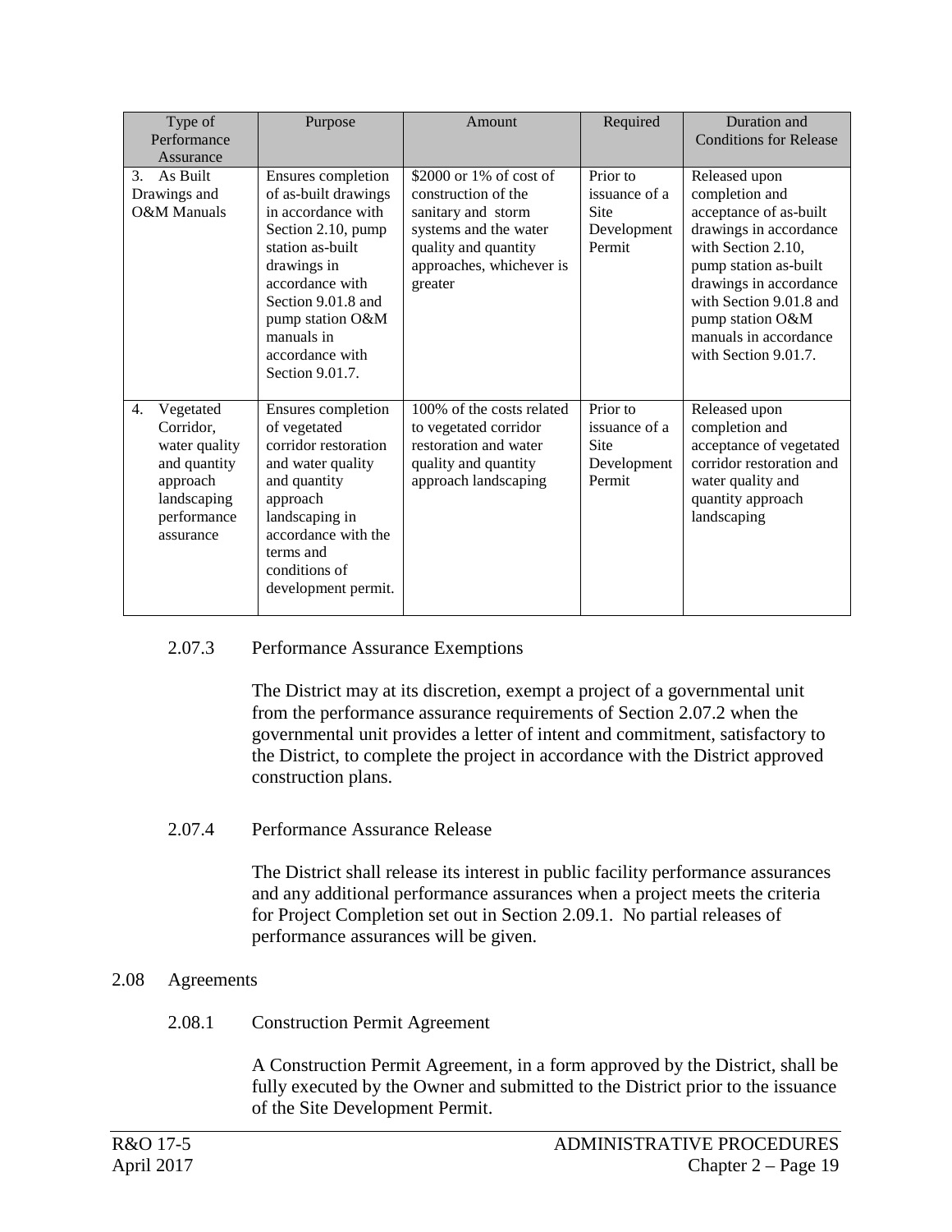| Type of Performance Assurance | Purpose | Amount | Required | Duration and Conditions for Release |
|---|---|---|---|---|
| 3. As Built Drawings and O&M Manuals | Ensures completion of as-built drawings in accordance with Section 2.10, pump station as-built drawings in accordance with Section 9.01.8 and pump station O&M manuals in accordance with Section 9.01.7. | $2000 or 1% of cost of construction of the sanitary and storm systems and the water quality and quantity approaches, whichever is greater | Prior to issuance of a Site Development Permit | Released upon completion and acceptance of as-built drawings in accordance with Section 2.10, pump station as-built drawings in accordance with Section 9.01.8 and pump station O&M manuals in accordance with Section 9.01.7. |
| 4. Vegetated Corridor, water quality and quantity approach landscaping performance assurance | Ensures completion of vegetated corridor restoration and water quality and quantity approach landscaping in accordance with the terms and conditions of development permit. | 100% of the costs related to vegetated corridor restoration and water quality and quantity approach landscaping | Prior to issuance of a Site Development Permit | Released upon completion and acceptance of vegetated corridor restoration and water quality and quantity approach landscaping |

### 2.07.3 Performance Assurance Exemptions

The District may at its discretion, exempt a project of a governmental unit from the performance assurance requirements of Section 2.07.2 when the governmental unit provides a letter of intent and commitment, satisfactory to the District, to complete the project in accordance with the District approved construction plans.

### 2.07.4 Performance Assurance Release

The District shall release its interest in public facility performance assurances and any additional performance assurances when a project meets the criteria for Project Completion set out in Section 2.09.1. No partial releases of performance assurances will be given.

## 2.08 Agreements

### 2.08.1 Construction Permit Agreement

A Construction Permit Agreement, in a form approved by the District, shall be fully executed by the Owner and submitted to the District prior to the issuance of the Site Development Permit.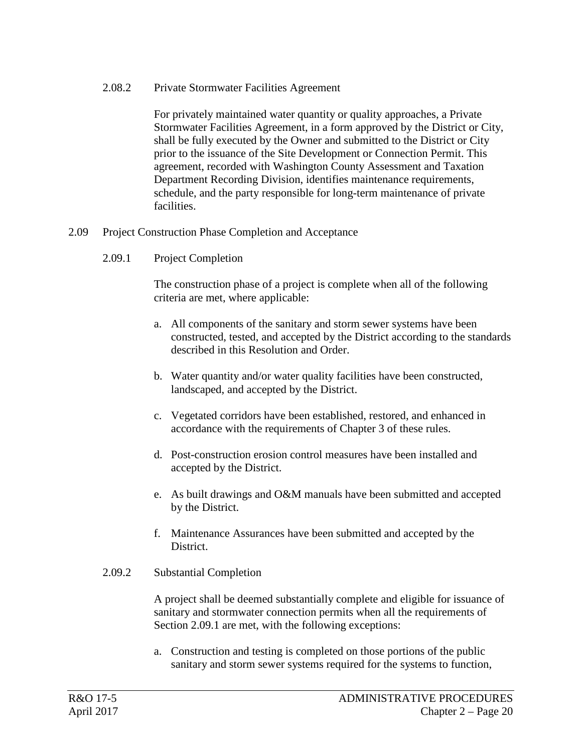#### 2.08.2 Private Stormwater Facilities Agreement

For privately maintained water quantity or quality approaches, a Private Stormwater Facilities Agreement, in a form approved by the District or City, shall be fully executed by the Owner and submitted to the District or City prior to the issuance of the Site Development or Connection Permit. This agreement, recorded with Washington County Assessment and Taxation Department Recording Division, identifies maintenance requirements, schedule, and the party responsible for long-term maintenance of private facilities.

### 2.09 Project Construction Phase Completion and Acceptance

#### 2.09.1 Project Completion

The construction phase of a project is complete when all of the following criteria are met, where applicable:

a. All components of the sanitary and storm sewer systems have been constructed, tested, and accepted by the District according to the standards described in this Resolution and Order.

b. Water quantity and/or water quality facilities have been constructed, landscaped, and accepted by the District.

c. Vegetated corridors have been established, restored, and enhanced in accordance with the requirements of Chapter 3 of these rules.

d. Post-construction erosion control measures have been installed and accepted by the District.

e. As built drawings and O&M manuals have been submitted and accepted by the District.

f. Maintenance Assurances have been submitted and accepted by the District.

#### 2.09.2 Substantial Completion

A project shall be deemed substantially complete and eligible for issuance of sanitary and stormwater connection permits when all the requirements of Section 2.09.1 are met, with the following exceptions:

a. Construction and testing is completed on those portions of the public sanitary and storm sewer systems required for the systems to function,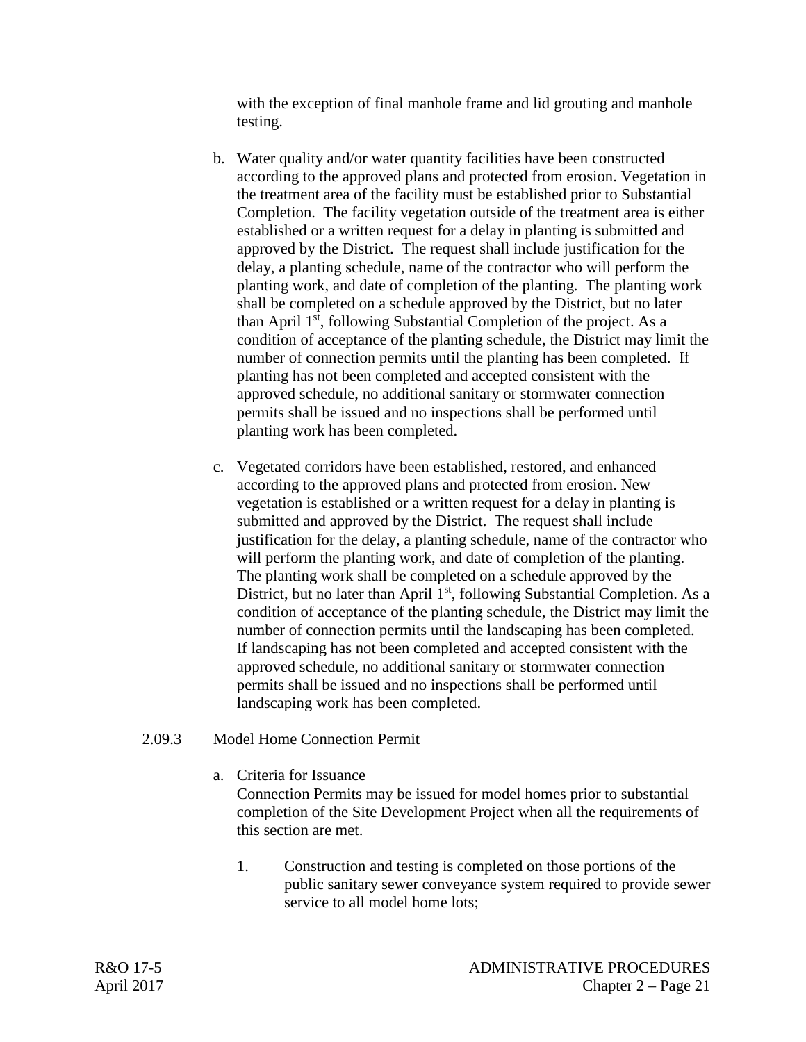with the exception of final manhole frame and lid grouting and manhole testing.

b. Water quality and/or water quantity facilities have been constructed according to the approved plans and protected from erosion. Vegetation in the treatment area of the facility must be established prior to Substantial Completion. The facility vegetation outside of the treatment area is either established or a written request for a delay in planting is submitted and approved by the District. The request shall include justification for the delay, a planting schedule, name of the contractor who will perform the planting work, and date of completion of the planting. The planting work shall be completed on a schedule approved by the District, but no later than April 1st, following Substantial Completion of the project. As a condition of acceptance of the planting schedule, the District may limit the number of connection permits until the planting has been completed. If planting has not been completed and accepted consistent with the approved schedule, no additional sanitary or stormwater connection permits shall be issued and no inspections shall be performed until planting work has been completed.

c. Vegetated corridors have been established, restored, and enhanced according to the approved plans and protected from erosion. New vegetation is established or a written request for a delay in planting is submitted and approved by the District. The request shall include justification for the delay, a planting schedule, name of the contractor who will perform the planting work, and date of completion of the planting. The planting work shall be completed on a schedule approved by the District, but no later than April 1st, following Substantial Completion. As a condition of acceptance of the planting schedule, the District may limit the number of connection permits until the landscaping has been completed. If landscaping has not been completed and accepted consistent with the approved schedule, no additional sanitary or stormwater connection permits shall be issued and no inspections shall be performed until landscaping work has been completed.

2.09.3 Model Home Connection Permit

a. Criteria for Issuance
Connection Permits may be issued for model homes prior to substantial completion of the Site Development Project when all the requirements of this section are met.

1. Construction and testing is completed on those portions of the public sanitary sewer conveyance system required to provide sewer service to all model home lots;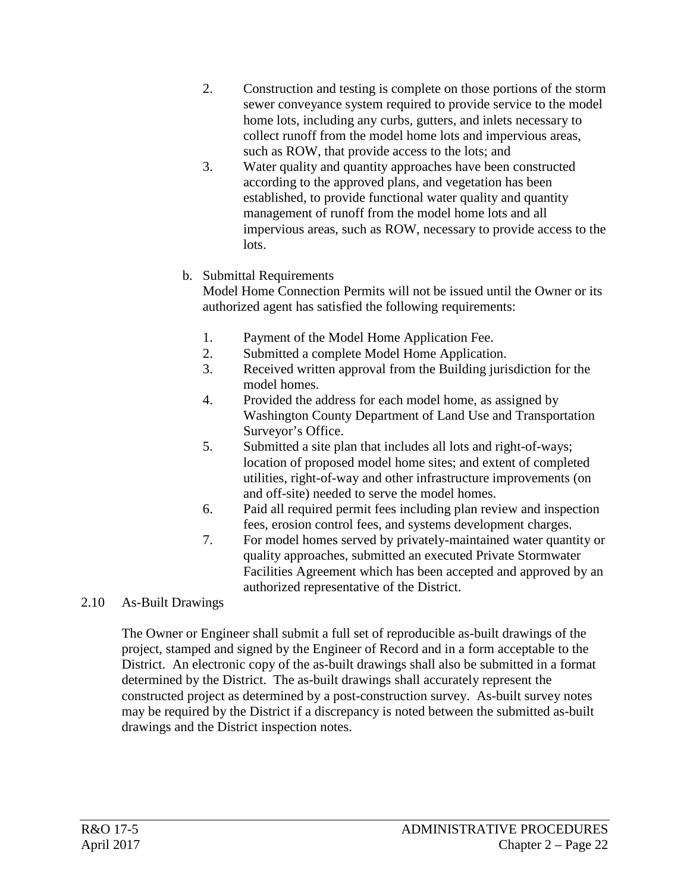2. Construction and testing is complete on those portions of the storm sewer conveyance system required to provide service to the model home lots, including any curbs, gutters, and inlets necessary to collect runoff from the model home lots and impervious areas, such as ROW, that provide access to the lots; and
3. Water quality and quantity approaches have been constructed according to the approved plans, and vegetation has been established, to provide functional water quality and quantity management of runoff from the model home lots and all impervious areas, such as ROW, necessary to provide access to the lots.

b. Submittal Requirements

Model Home Connection Permits will not be issued until the Owner or its authorized agent has satisfied the following requirements:

1. Payment of the Model Home Application Fee.
2. Submitted a complete Model Home Application.
3. Received written approval from the Building jurisdiction for the model homes.
4. Provided the address for each model home, as assigned by Washington County Department of Land Use and Transportation Surveyor's Office.
5. Submitted a site plan that includes all lots and right-of-ways; location of proposed model home sites; and extent of completed utilities, right-of-way and other infrastructure improvements (on and off-site) needed to serve the model homes.
6. Paid all required permit fees including plan review and inspection fees, erosion control fees, and systems development charges.
7. For model homes served by privately-maintained water quantity or quality approaches, submitted an executed Private Stormwater Facilities Agreement which has been accepted and approved by an authorized representative of the District.

## 2.10 As-Built Drawings

The Owner or Engineer shall submit a full set of reproducible as-built drawings of the project, stamped and signed by the Engineer of Record and in a form acceptable to the District. An electronic copy of the as-built drawings shall also be submitted in a format determined by the District. The as-built drawings shall accurately represent the constructed project as determined by a post-construction survey. As-built survey notes may be required by the District if a discrepancy is noted between the submitted as-built drawings and the District inspection notes.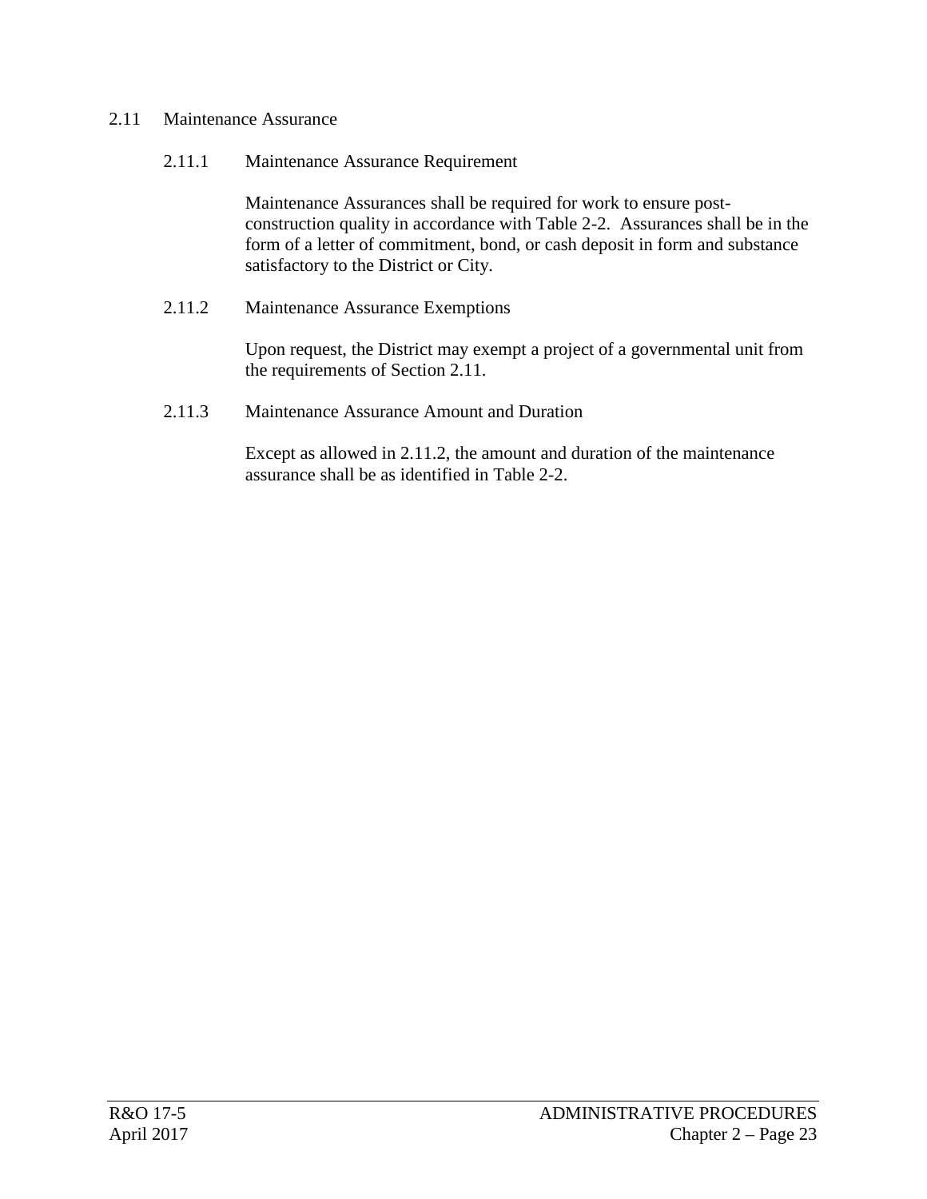## 2.11 Maintenance Assurance

### 2.11.1 Maintenance Assurance Requirement

Maintenance Assurances shall be required for work to ensure post-construction quality in accordance with Table 2-2. Assurances shall be in the form of a letter of commitment, bond, or cash deposit in form and substance satisfactory to the District or City.

### 2.11.2 Maintenance Assurance Exemptions

Upon request, the District may exempt a project of a governmental unit from the requirements of Section 2.11.

### 2.11.3 Maintenance Assurance Amount and Duration

Except as allowed in 2.11.2, the amount and duration of the maintenance assurance shall be as identified in Table 2-2.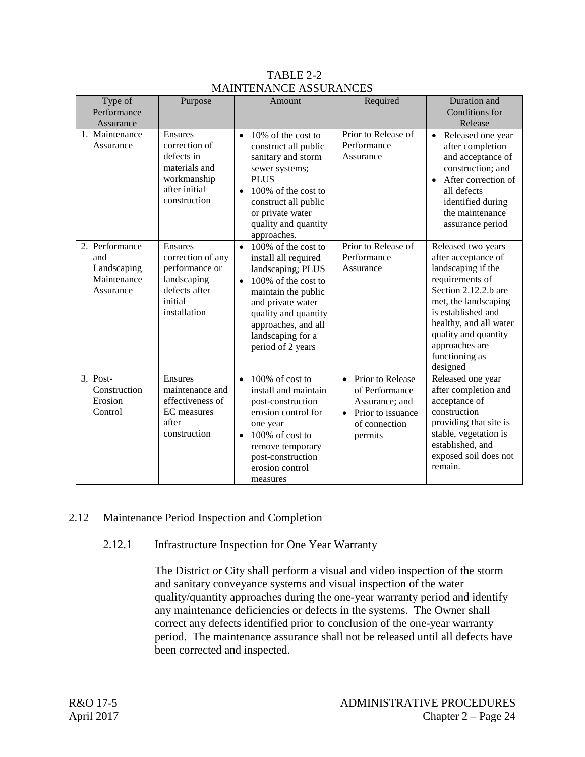TABLE 2-2
MAINTENANCE ASSURANCES

| Type of Performance Assurance | Purpose | Amount | Required | Duration and Conditions for Release |
|---|---|---|---|---|
| 1. Maintenance Assurance | Ensures correction of defects in materials and workmanship after initial construction | • 10% of the cost to construct all public sanitary and storm sewer systems; PLUS<br>• 100% of the cost to construct all public or private water quality and quantity approaches. | Prior to Release of Performance Assurance | • Released one year after completion and acceptance of construction; and<br>• After correction of all defects identified during the maintenance assurance period |
| 2. Performance and Landscaping Maintenance Assurance | Ensures correction of any performance or landscaping defects after initial installation | • 100% of the cost to install all required landscaping; PLUS<br>• 100% of the cost to maintain the public and private water quality and quantity approaches, and all landscaping for a period of 2 years | Prior to Release of Performance Assurance | Released two years after acceptance of landscaping if the requirements of Section 2.12.2.b are met, the landscaping is established and healthy, and all water quality and quantity approaches are functioning as designed |
| 3. Post-Construction Erosion Control | Ensures maintenance and effectiveness of EC measures after construction | • 100% of cost to install and maintain post-construction erosion control for one year<br>• 100% of cost to remove temporary post-construction erosion control measures | • Prior to Release of Performance Assurance; and<br>• Prior to issuance of connection permits | Released one year after completion and acceptance of construction providing that site is stable, vegetation is established, and exposed soil does not remain. |

## 2.12 Maintenance Period Inspection and Completion

### 2.12.1 Infrastructure Inspection for One Year Warranty

The District or City shall perform a visual and video inspection of the storm and sanitary conveyance systems and visual inspection of the water quality/quantity approaches during the one-year warranty period and identify any maintenance deficiencies or defects in the systems. The Owner shall correct any defects identified prior to conclusion of the one-year warranty period. The maintenance assurance shall not be released until all defects have been corrected and inspected.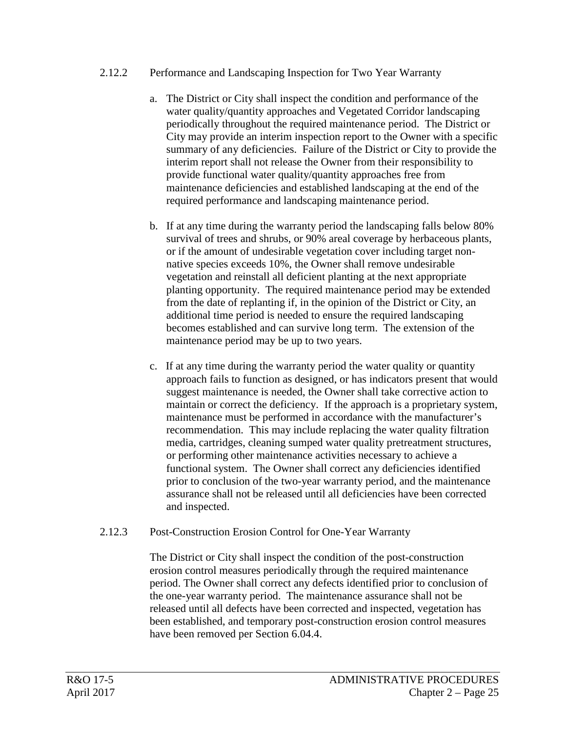### 2.12.2 Performance and Landscaping Inspection for Two Year Warranty

a. The District or City shall inspect the condition and performance of the water quality/quantity approaches and Vegetated Corridor landscaping periodically throughout the required maintenance period. The District or City may provide an interim inspection report to the Owner with a specific summary of any deficiencies. Failure of the District or City to provide the interim report shall not release the Owner from their responsibility to provide functional water quality/quantity approaches free from maintenance deficiencies and established landscaping at the end of the required performance and landscaping maintenance period.

b. If at any time during the warranty period the landscaping falls below 80% survival of trees and shrubs, or 90% areal coverage by herbaceous plants, or if the amount of undesirable vegetation cover including target non-native species exceeds 10%, the Owner shall remove undesirable vegetation and reinstall all deficient planting at the next appropriate planting opportunity. The required maintenance period may be extended from the date of replanting if, in the opinion of the District or City, an additional time period is needed to ensure the required landscaping becomes established and can survive long term. The extension of the maintenance period may be up to two years.

c. If at any time during the warranty period the water quality or quantity approach fails to function as designed, or has indicators present that would suggest maintenance is needed, the Owner shall take corrective action to maintain or correct the deficiency. If the approach is a proprietary system, maintenance must be performed in accordance with the manufacturer's recommendation. This may include replacing the water quality filtration media, cartridges, cleaning sumped water quality pretreatment structures, or performing other maintenance activities necessary to achieve a functional system. The Owner shall correct any deficiencies identified prior to conclusion of the two-year warranty period, and the maintenance assurance shall not be released until all deficiencies have been corrected and inspected.

### 2.12.3 Post-Construction Erosion Control for One-Year Warranty

The District or City shall inspect the condition of the post-construction erosion control measures periodically through the required maintenance period. The Owner shall correct any defects identified prior to conclusion of the one-year warranty period. The maintenance assurance shall not be released until all defects have been corrected and inspected, vegetation has been established, and temporary post-construction erosion control measures have been removed per Section 6.04.4.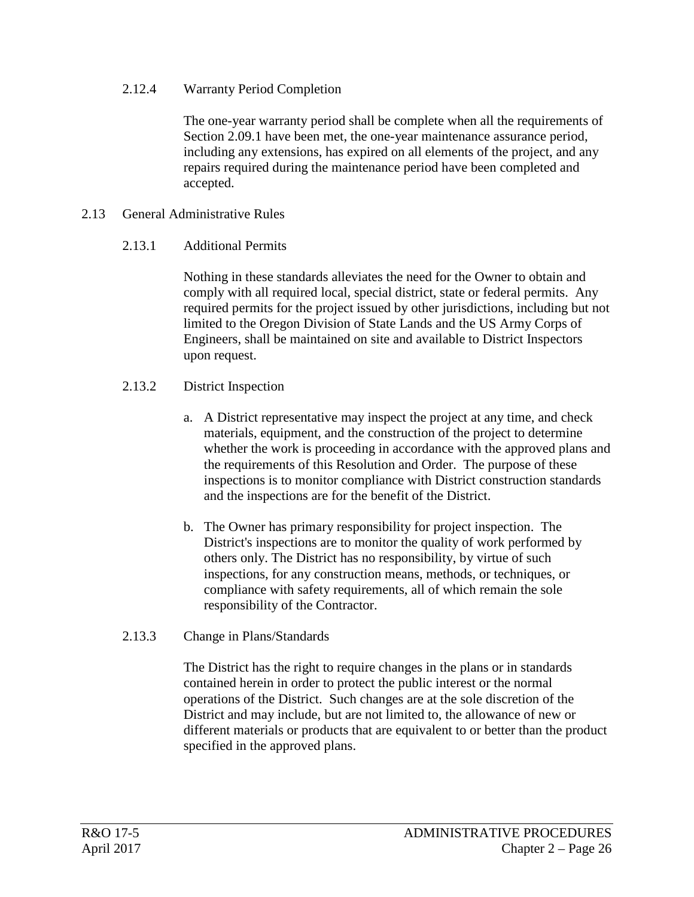#### 2.12.4 Warranty Period Completion

The one-year warranty period shall be complete when all the requirements of Section 2.09.1 have been met, the one-year maintenance assurance period, including any extensions, has expired on all elements of the project, and any repairs required during the maintenance period have been completed and accepted.

### 2.13 General Administrative Rules

#### 2.13.1 Additional Permits

Nothing in these standards alleviates the need for the Owner to obtain and comply with all required local, special district, state or federal permits. Any required permits for the project issued by other jurisdictions, including but not limited to the Oregon Division of State Lands and the US Army Corps of Engineers, shall be maintained on site and available to District Inspectors upon request.

#### 2.13.2 District Inspection

a. A District representative may inspect the project at any time, and check materials, equipment, and the construction of the project to determine whether the work is proceeding in accordance with the approved plans and the requirements of this Resolution and Order. The purpose of these inspections is to monitor compliance with District construction standards and the inspections are for the benefit of the District.

b. The Owner has primary responsibility for project inspection. The District's inspections are to monitor the quality of work performed by others only. The District has no responsibility, by virtue of such inspections, for any construction means, methods, or techniques, or compliance with safety requirements, all of which remain the sole responsibility of the Contractor.

#### 2.13.3 Change in Plans/Standards

The District has the right to require changes in the plans or in standards contained herein in order to protect the public interest or the normal operations of the District. Such changes are at the sole discretion of the District and may include, but are not limited to, the allowance of new or different materials or products that are equivalent to or better than the product specified in the approved plans.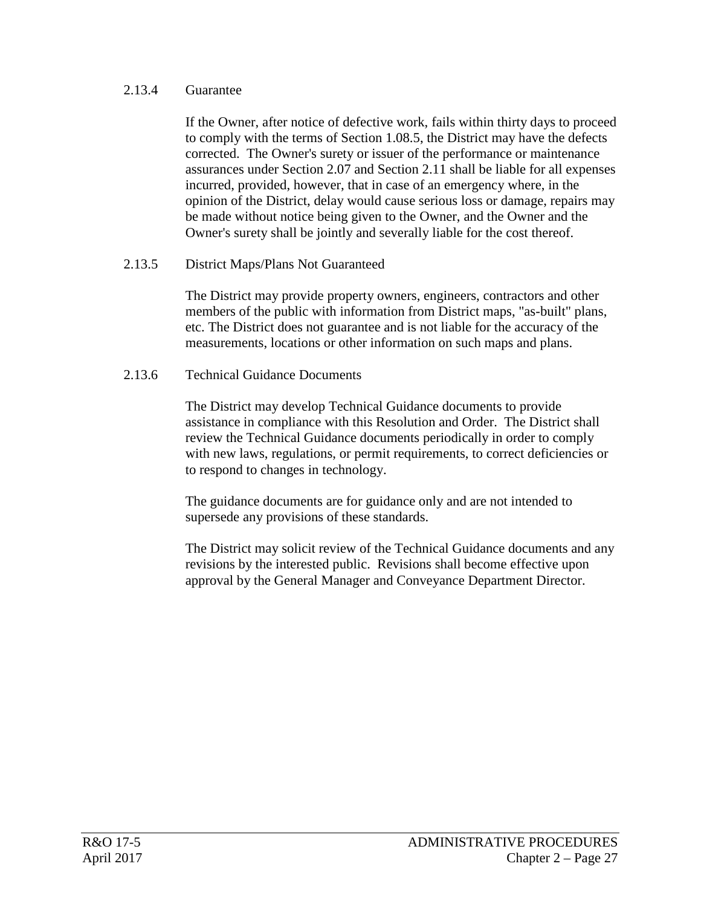### 2.13.4 Guarantee

If the Owner, after notice of defective work, fails within thirty days to proceed to comply with the terms of Section 1.08.5, the District may have the defects corrected. The Owner's surety or issuer of the performance or maintenance assurances under Section 2.07 and Section 2.11 shall be liable for all expenses incurred, provided, however, that in case of an emergency where, in the opinion of the District, delay would cause serious loss or damage, repairs may be made without notice being given to the Owner, and the Owner and the Owner's surety shall be jointly and severally liable for the cost thereof.

### 2.13.5 District Maps/Plans Not Guaranteed

The District may provide property owners, engineers, contractors and other members of the public with information from District maps, "as-built" plans, etc. The District does not guarantee and is not liable for the accuracy of the measurements, locations or other information on such maps and plans.

### 2.13.6 Technical Guidance Documents

The District may develop Technical Guidance documents to provide assistance in compliance with this Resolution and Order. The District shall review the Technical Guidance documents periodically in order to comply with new laws, regulations, or permit requirements, to correct deficiencies or to respond to changes in technology.

The guidance documents are for guidance only and are not intended to supersede any provisions of these standards.

The District may solicit review of the Technical Guidance documents and any revisions by the interested public. Revisions shall become effective upon approval by the General Manager and Conveyance Department Director.